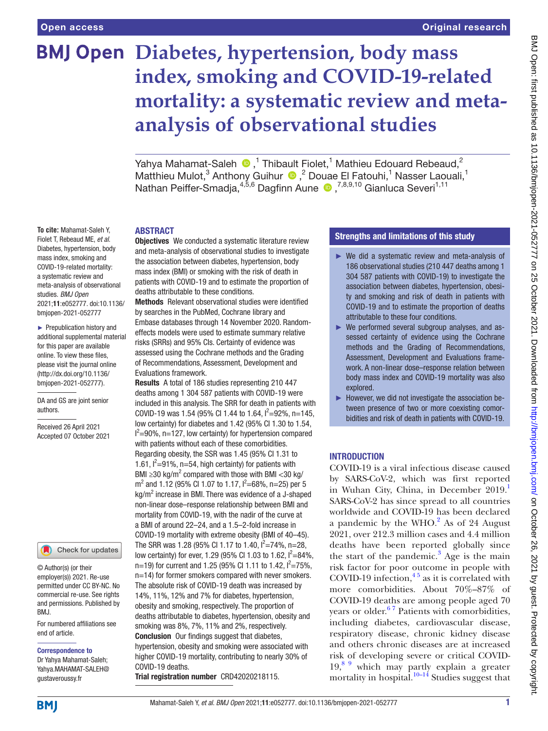Open access

Original research

# Diabetes, hypertension, body mass index, smoking and COVID-19-related mortality: a systematic review and meta-analysis of observational studies

Yahya Mahamat-Saleh ,[1] Thibault Fiolet,[1] Mathieu Edouard Rebeaud,[2] Matthieu Mulot,[3] Anthony Guihur ,[2] Douae El Fatouhi,[1] Nasser Laouali,[1] Nathan Peiffer-Smadja,[4,5,6] Dagfinn Aune ,[7,8,9,10] Gianluca Severi[1,11]

**To cite:** Mahamat-Saleh Y, Fiolet T, Rebeaud ME, *et al*. Diabetes, hypertension, body mass index, smoking and COVID-19-related mortality: a systematic review and meta-analysis of observational studies. *BMJ Open* 2021;**11**:e052777. doi:10.1136/bmjopen-2021-052777

► Prepublication history and additional supplemental material for this paper are available online. To view these files, please visit the journal online (http://dx.doi.org/10.1136/bmjopen-2021-052777).

DA and GS are joint senior authors.

Received 26 April 2021
Accepted 07 October 2021

© Author(s) (or their employer(s)) 2021. Re-use permitted under CC BY-NC. No commercial re-use. See rights and permissions. Published by BMJ.

For numbered affiliations see end of article.

**Correspondence to**
Dr Yahya Mahamat-Saleh; Yahya.MAHAMAT-SALEH@gustaveroussy.fr

## ABSTRACT

**Objectives** We conducted a systematic literature review and meta-analysis of observational studies to investigate the association between diabetes, hypertension, body mass index (BMI) or smoking with the risk of death in patients with COVID-19 and to estimate the proportion of deaths attributable to these conditions.

**Methods** Relevant observational studies were identified by searches in the PubMed, Cochrane library and Embase databases through 14 November 2020. Random-effects models were used to estimate summary relative risks (SRRs) and 95% CIs. Certainty of evidence was assessed using the Cochrane methods and the Grading of Recommendations, Assessment, Development and Evaluations framework.

**Results** A total of 186 studies representing 210 447 deaths among 1 304 587 patients with COVID-19 were included in this analysis. The SRR for death in patients with COVID-19 was 1.54 (95% CI 1.44 to 1.64, $I^2$=92%, n=145, low certainty) for diabetes and 1.42 (95% CI 1.30 to 1.54, $I^2$=90%, n=127, low certainty) for hypertension compared with patients without each of these comorbidities. Regarding obesity, the SSR was 1.45 (95% CI 1.31 to 1.61, $I^2$=91%, n=54, high certainty) for patients with BMI ≥30 kg/m$^2$ compared with those with BMI <30 kg/m$^2$ and 1.12 (95% CI 1.07 to 1.17, $I^2$=68%, n=25) per 5 kg/m$^2$ increase in BMI. There was evidence of a J-shaped non-linear dose–response relationship between BMI and mortality from COVID-19, with the nadir of the curve at a BMI of around 22–24, and a 1.5–2-fold increase in COVID-19 mortality with extreme obesity (BMI of 40–45). The SRR was 1.28 (95% CI 1.17 to 1.40, $I^2$=74%, n=28, low certainty) for ever, 1.29 (95% CI 1.03 to 1.62, $I^2$=84%, n=19) for current and 1.25 (95% CI 1.11 to 1.42, $I^2$=75%, n=14) for former smokers compared with never smokers. The absolute risk of COVID-19 death was increased by 14%, 11%, 12% and 7% for diabetes, hypertension, obesity and smoking, respectively. The proportion of deaths attributable to diabetes, hypertension, obesity and smoking was 8%, 7%, 11% and 2%, respectively.

**Conclusion** Our findings suggest that diabetes, hypertension, obesity and smoking were associated with higher COVID-19 mortality, contributing to nearly 30% of COVID-19 deaths.

**Trial registration number** CRD42020218115.

### Strengths and limitations of this study

► We did a systematic review and meta-analysis of 186 observational studies (210 447 deaths among 1 304 587 patients with COVID-19) to investigate the association between diabetes, hypertension, obesity and smoking and risk of death in patients with COVID-19 and to estimate the proportion of deaths attributable to these four conditions.

► We performed several subgroup analyses, and assessed certainty of evidence using the Cochrane methods and the Grading of Recommendations, Assessment, Development and Evaluations framework. A non-linear dose–response relation between body mass index and COVID-19 mortality was also explored.

► However, we did not investigate the association between presence of two or more coexisting comorbidities and risk of death in patients with COVID-19.

## INTRODUCTION

COVID-19 is a viral infectious disease caused by SARS-CoV-2, which was first reported in Wuhan City, China, in December 2019.[1] SARS-CoV-2 has since spread to all countries worldwide and COVID-19 has been declared a pandemic by the WHO.[2] As of 24 August 2021, over 212.3 million cases and 4.4 million deaths have been reported globally since the start of the pandemic.[3] Age is the main risk factor for poor outcome in people with COVID-19 infection,[4,5] as it is correlated with more comorbidities. About 70%–87% of COVID-19 deaths are among people aged 70 years or older.[6,7] Patients with comorbidities, including diabetes, cardiovascular disease, respiratory disease, chronic kidney disease and others chronic diseases are at increased risk of developing severe or critical COVID-19,[8,9] which may partly explain a greater mortality in hospital.[10–14] Studies suggest that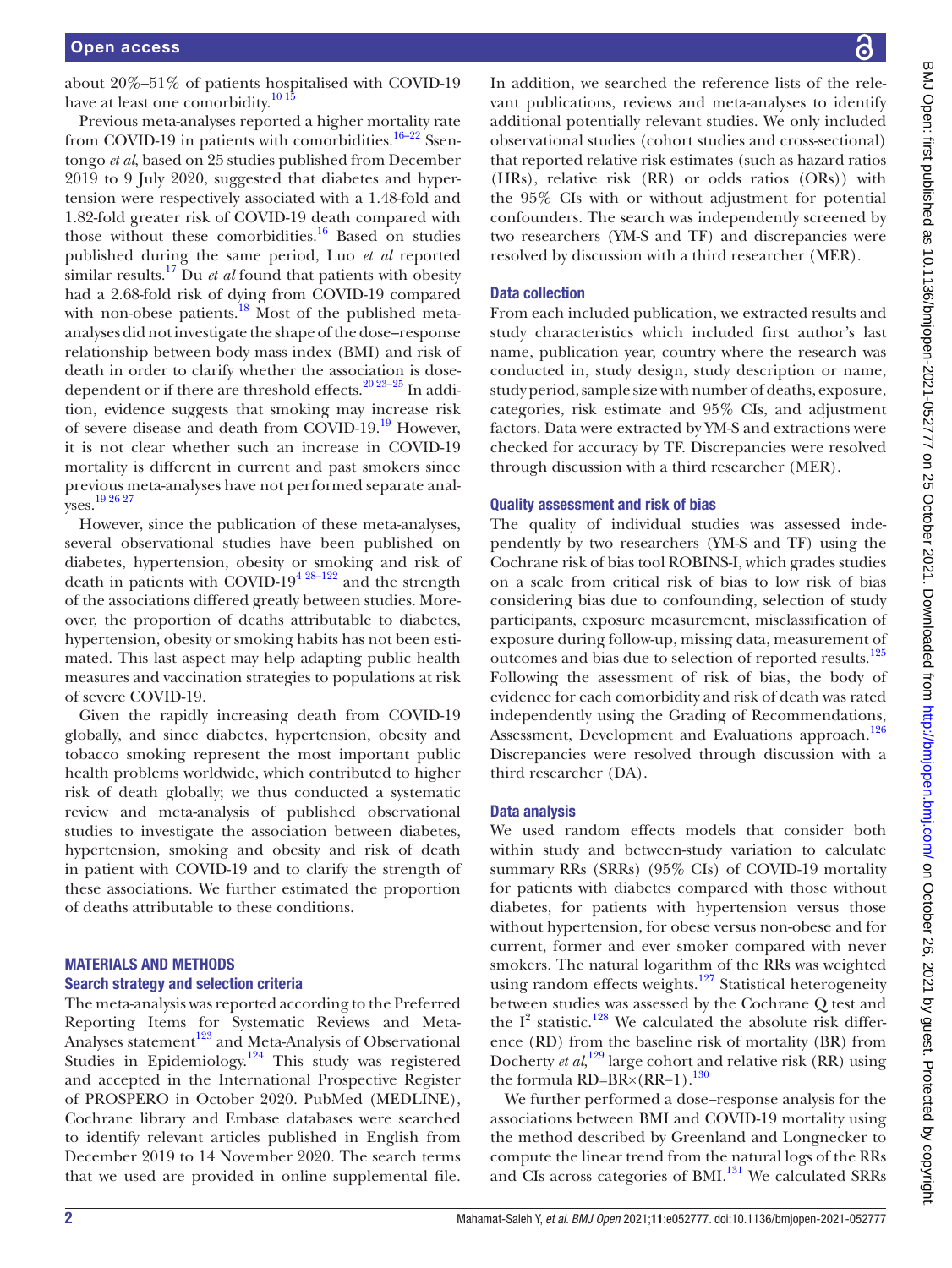about 20%–51% of patients hospitalised with COVID-19 have at least one comorbidity.[10 15]

Previous meta-analyses reported a higher mortality rate from COVID-19 in patients with comorbidities.[16–22] Ssentongo *et al*, based on 25 studies published from December 2019 to 9 July 2020, suggested that diabetes and hypertension were respectively associated with a 1.48-fold and 1.82-fold greater risk of COVID-19 death compared with those without these comorbidities.[16] Based on studies published during the same period, Luo *et al* reported similar results.[17] Du *et al* found that patients with obesity had a 2.68-fold risk of dying from COVID-19 compared with non-obese patients.[18] Most of the published meta-analyses did not investigate the shape of the dose–response relationship between body mass index (BMI) and risk of death in order to clarify whether the association is dose-dependent or if there are threshold effects.[20 23–25] In addition, evidence suggests that smoking may increase risk of severe disease and death from COVID-19.[19] However, it is not clear whether such an increase in COVID-19 mortality is different in current and past smokers since previous meta-analyses have not performed separate analyses.[19 26 27]

However, since the publication of these meta-analyses, several observational studies have been published on diabetes, hypertension, obesity or smoking and risk of death in patients with COVID-19[4 28–122] and the strength of the associations differed greatly between studies. Moreover, the proportion of deaths attributable to diabetes, hypertension, obesity or smoking habits has not been estimated. This last aspect may help adapting public health measures and vaccination strategies to populations at risk of severe COVID-19.

Given the rapidly increasing death from COVID-19 globally, and since diabetes, hypertension, obesity and tobacco smoking represent the most important public health problems worldwide, which contributed to higher risk of death globally; we thus conducted a systematic review and meta-analysis of published observational studies to investigate the association between diabetes, hypertension, smoking and obesity and risk of death in patient with COVID-19 and to clarify the strength of these associations. We further estimated the proportion of deaths attributable to these conditions.

## MATERIALS AND METHODS

### Search strategy and selection criteria

The meta-analysis was reported according to the Preferred Reporting Items for Systematic Reviews and Meta-Analyses statement[123] and Meta-Analysis of Observational Studies in Epidemiology.[124] This study was registered and accepted in the International Prospective Register of PROSPERO in October 2020. PubMed (MEDLINE), Cochrane library and Embase databases were searched to identify relevant articles published in English from December 2019 to 14 November 2020. The search terms that we used are provided in online supplemental file. In addition, we searched the reference lists of the relevant publications, reviews and meta-analyses to identify additional potentially relevant studies. We only included observational studies (cohort studies and cross-sectional) that reported relative risk estimates (such as hazard ratios (HRs), relative risk (RR) or odds ratios (ORs)) with the 95% CIs with or without adjustment for potential confounders. The search was independently screened by two researchers (YM-S and TF) and discrepancies were resolved by discussion with a third researcher (MER).

### Data collection

From each included publication, we extracted results and study characteristics which included first author's last name, publication year, country where the research was conducted in, study design, study description or name, study period, sample size with number of deaths, exposure, categories, risk estimate and 95% CIs, and adjustment factors. Data were extracted by YM-S and extractions were checked for accuracy by TF. Discrepancies were resolved through discussion with a third researcher (MER).

### Quality assessment and risk of bias

The quality of individual studies was assessed independently by two researchers (YM-S and TF) using the Cochrane risk of bias tool ROBINS-I, which grades studies on a scale from critical risk of bias to low risk of bias considering bias due to confounding, selection of study participants, exposure measurement, misclassification of exposure during follow-up, missing data, measurement of outcomes and bias due to selection of reported results.[125] Following the assessment of risk of bias, the body of evidence for each comorbidity and risk of death was rated independently using the Grading of Recommendations, Assessment, Development and Evaluations approach.[126] Discrepancies were resolved through discussion with a third researcher (DA).

### Data analysis

We used random effects models that consider both within study and between-study variation to calculate summary RRs (SRRs) (95% CIs) of COVID-19 mortality for patients with diabetes compared with those without diabetes, for patients with hypertension versus those without hypertension, for obese versus non-obese and for current, former and ever smoker compared with never smokers. The natural logarithm of the RRs was weighted using random effects weights.[127] Statistical heterogeneity between studies was assessed by the Cochrane Q test and the $I^2$ statistic.[128] We calculated the absolute risk difference (RD) from the baseline risk of mortality (BR) from Docherty *et al*,[129] large cohort and relative risk (RR) using the formula RD=BR×(RR−1).[130]

We further performed a dose–response analysis for the associations between BMI and COVID-19 mortality using the method described by Greenland and Longnecker to compute the linear trend from the natural logs of the RRs and CIs across categories of BMI.[131] We calculated SRRs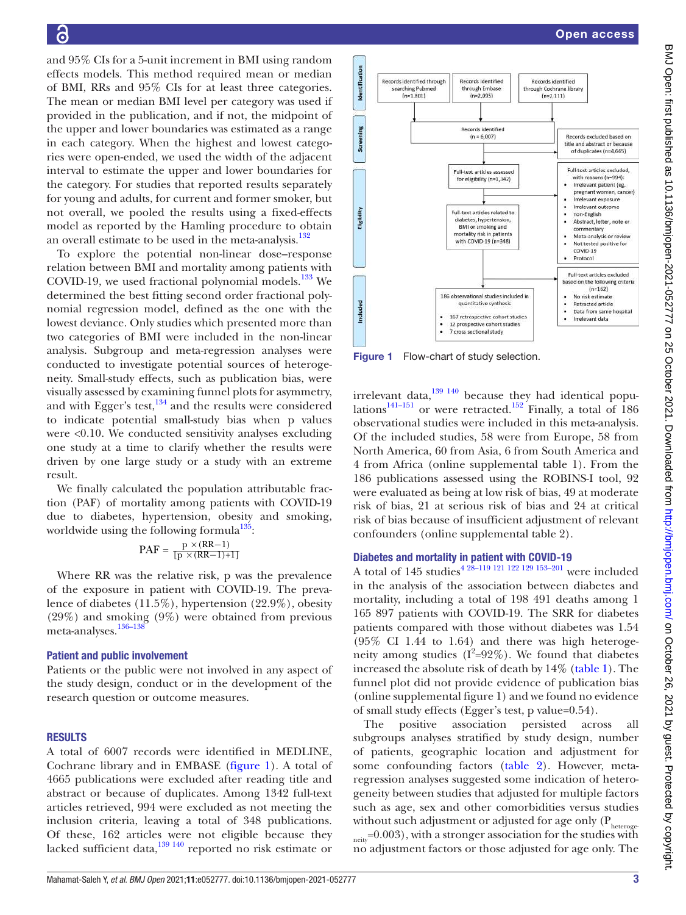and 95% CIs for a 5-unit increment in BMI using random effects models. This method required mean or median of BMI, RRs and 95% CIs for at least three categories. The mean or median BMI level per category was used if provided in the publication, and if not, the midpoint of the upper and lower boundaries was estimated as a range in each category. When the highest and lowest categories were open-ended, we used the width of the adjacent interval to estimate the upper and lower boundaries for the category. For studies that reported results separately for young and adults, for current and former smoker, but not overall, we pooled the results using a fixed-effects model as reported by the Hamling procedure to obtain an overall estimate to be used in the meta-analysis.[132]

To explore the potential non-linear dose–response relation between BMI and mortality among patients with COVID-19, we used fractional polynomial models.[133] We determined the best fitting second order fractional polynomial regression model, defined as the one with the lowest deviance. Only studies which presented more than two categories of BMI were included in the non-linear analysis. Subgroup and meta-regression analyses were conducted to investigate potential sources of heterogeneity. Small-study effects, such as publication bias, were visually assessed by examining funnel plots for asymmetry, and with Egger's test,[134] and the results were considered to indicate potential small-study bias when p values were <0.10. We conducted sensitivity analyses excluding one study at a time to clarify whether the results were driven by one large study or a study with an extreme result.

We finally calculated the population attributable fraction (PAF) of mortality among patients with COVID-19 due to diabetes, hypertension, obesity and smoking, worldwide using the following formula[135]:

$$PAF = \frac{p \times (RR-1)}{[p \times (RR-1)+1]}$$

Where RR was the relative risk, p was the prevalence of the exposure in patient with COVID-19. The prevalence of diabetes (11.5%), hypertension (22.9%), obesity (29%) and smoking (9%) were obtained from previous meta-analyses.[136–138]

## Patient and public involvement

Patients or the public were not involved in any aspect of the study design, conduct or in the development of the research question or outcome measures.

## RESULTS

A total of 6007 records were identified in MEDLINE, Cochrane library and in EMBASE (figure 1). A total of 4665 publications were excluded after reading title and abstract or because of duplicates. Among 1342 full-text articles retrieved, 994 were excluded as not meeting the inclusion criteria, leaving a total of 348 publications. Of these, 162 articles were not eligible because they lacked sufficient data,[139 140] reported no risk estimate or irrelevant data,[139 140] because they had identical populations[141–151] or were retracted.[152] Finally, a total of 186 observational studies were included in this meta-analysis. Of the included studies, 58 were from Europe, 58 from North America, 60 from Asia, 6 from South America and 4 from Africa (online supplemental table 1). From the 186 publications assessed using the ROBINS-I tool, 92 were evaluated as being at low risk of bias, 49 at moderate risk of bias, 21 at serious risk of bias and 24 at critical risk of bias because of insufficient adjustment of relevant confounders (online supplemental table 2).

Identification

Records identified through searching Pubmed (n=1,801)

Records identified through Embase (n=2,095)

Records identified through Cochrane library (n=2,111)

Screening

Records identified (n = 6,007)

Records excluded based on title and abstract or because of duplicates (n=4,665)

Eligibility

Full-text articles assessed for eligibility (n=1,342)

Full-text articles excluded, with reasons (n=994):
- Irrelevant patient (eg. pregnant women, cancer)
- Irrelevant exposure
- Irrelevant outcome
- non-English
- Abstract, letter, note or commentary
- Meta-analysis or review
- Not tested positive for COVID-19
- Protocol

Full-text articles related to diabetes, hypertension, BMI or smoking and mortality risk in patients with COVID-19 (n=348)

Full-text articles excluded based on the following criteria (n=162)
- No risk estimate
- Retracted article
- Data from same hospital
- Irrelevant data

Included

186 observational studies included in quantitative synthesis
- 167 retrospective cohort studies
- 12 prospective cohort studies
- 7 cross sectional study

Figure 1 Flow-chart of study selection.

## Diabetes and mortality in patient with COVID-19

A total of 145 studies[4 28–119 121 122 129 153–201] were included in the analysis of the association between diabetes and mortality, including a total of 198 491 deaths among 1 165 897 patients with COVID-19. The SRR for diabetes patients compared with those without diabetes was 1.54 (95% CI 1.44 to 1.64) and there was high heterogeneity among studies ($I^2$=92%). We found that diabetes increased the absolute risk of death by 14% (table 1). The funnel plot did not provide evidence of publication bias (online supplemental figure 1) and we found no evidence of small study effects (Egger's test, p value=0.54).

The positive association persisted across all subgroups analyses stratified by study design, number of patients, geographic location and adjustment for some confounding factors (table 2). However, meta-regression analyses suggested some indication of heterogeneity between studies that adjusted for multiple factors such as age, sex and other comorbidities versus studies without such adjustment or adjusted for age only ($P_{heterogeneity}$=0.003), with a stronger association for the studies with no adjustment factors or those adjusted for age only. The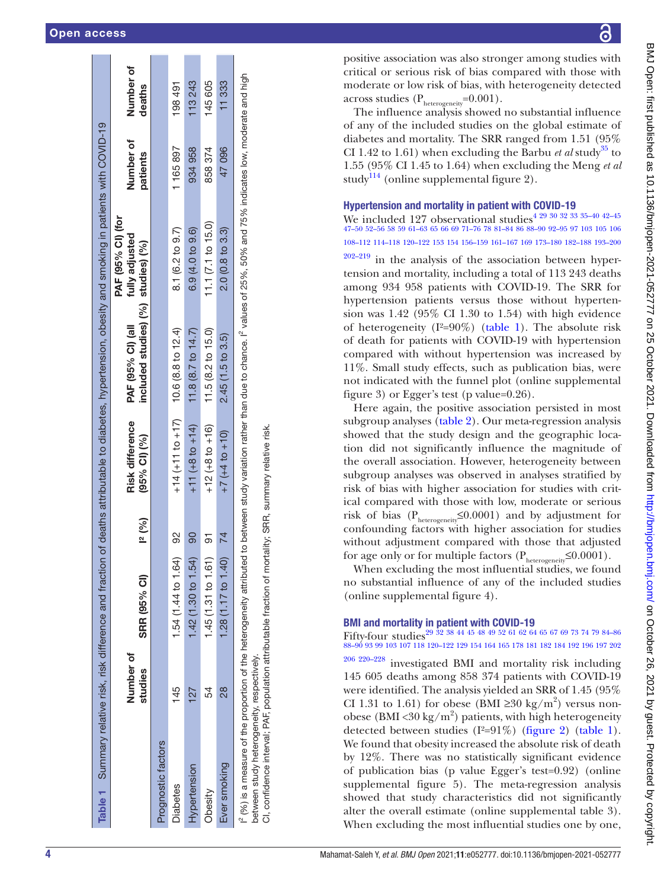**Table 1** Summary relative risk, risk difference and fraction of deaths attributable to diabetes, hypertension, obesity and smoking in patients with COVID-19

| | Number of studies | SRR (95% CI) | I² (%) | Risk difference (95% CI) (%) | PAF (95% CI) (all included studies) (%) | PAF (95% CI) (for fully adjusted studies) (%) | Number of patients | Number of deaths |
|---|---|---|---|---|---|---|---|---|
| Prognostic factors | | | | | | | | |
| Diabetes | 145 | 1.54 (1.44 to 1.64) | 92 | +14 (+11 to +17) | 10.6 (8.8 to 12.4) | 8.1 (6.2 to 9.7) | 1 165 897 | 198 491 |
| Hypertension | 127 | 1.42 (1.30 to 1.54) | 90 | +11 (+8 to +14) | 11.8 (8.7 to 14.7) | 6.9 (4.0 to 9.6) | 934 958 | 113 243 |
| Obesity | 54 | 1.45 (1.31 to 1.61) | 91 | +12 (+8 to +16) | 11.5 (8.2 to 15.0) | 11.1 (7.1 to 15.0) | 858 374 | 145 605 |
| Ever smoking | 28 | 1.28 (1.17 to 1.40) | 74 | +7 (+4 to +10) | 2.45 (1.5 to 3.5) | 2.0 (0.8 to 3.3) | 47 096 | 11 333 |

I² (%) is a measure of the proportion of the heterogeneity attributed to between study variation rather than due to chance. I² values of 25%, 50% and 75% indicates low, moderate and high between study heterogeneity, respectively.
CI, confidence interval; PAF, population attributable fraction of mortality; SRR, summary relative risk.

positive association was also stronger among studies with critical or serious risk of bias compared with those with moderate or low risk of bias, with heterogeneity detected across studies ($P_{heterogeneity}$=0.001).

The influence analysis showed no substantial influence of any of the included studies on the global estimate of diabetes and mortality. The SRR ranged from 1.51 (95% CI 1.42 to 1.61) when excluding the Barbu *et al* study[35] to 1.55 (95% CI 1.45 to 1.64) when excluding the Meng *et al* study[114] (online supplemental figure 2).

## Hypertension and mortality in patient with COVID-19

We included 127 observational studies[4 29 30 32 33 35–40 42–45 47–50 52–56 58 59 61–63 65 66 69 71–76 78 81–84 86 88–90 92–95 97 103 105 106 108–112 114–118 120–122 153 154 156–159 161–167 169 173–180 182–188 193–200 202–219] in the analysis of the association between hypertension and mortality, including a total of 113 243 deaths among 934 958 patients with COVID-19. The SRR for hypertension patients versus those without hypertension was 1.42 (95% CI 1.30 to 1.54) with high evidence of heterogeneity (I²=90%) (table 1). The absolute risk of death for patients with COVID-19 with hypertension compared with without hypertension was increased by 11%. Small study effects, such as publication bias, were not indicated with the funnel plot (online supplemental figure 3) or Egger's test (p value=0.26).

Here again, the positive association persisted in most subgroup analyses (table 2). Our meta-regression analysis showed that the study design and the geographic location did not significantly influence the magnitude of the overall association. However, heterogeneity between subgroup analyses was observed in analyses stratified by risk of bias with higher association for studies with critical compared with those with low, moderate or serious risk of bias ($P_{heterogeneity}$≤0.0001) and by adjustment for confounding factors with higher association for studies without adjustment compared with those that adjusted for age only or for multiple factors ($P_{heterogeneity}$≤0.0001).

When excluding the most influential studies, we found no substantial influence of any of the included studies (online supplemental figure 4).

## BMI and mortality in patient with COVID-19

Fifty-four studies[29 32 38 44 45 48 49 52 61 62 64 65 67 69 73 74 79 84–86 88–90 93 99 103 107 118 120–122 129 154 164 165 178 181 182 184 192 196 197 202 206 220–228] investigated BMI and mortality risk including 145 605 deaths among 858 374 patients with COVID-19 were identified. The analysis yielded an SRR of 1.45 (95% CI 1.31 to 1.61) for obese (BMI ≥30 kg/m²) versus non-obese (BMI <30 kg/m²) patients, with high heterogeneity detected between studies (I²=91%) (figure 2) (table 1). We found that obesity increased the absolute risk of death by 12%. There was no statistically significant evidence of publication bias (p value Egger's test=0.92) (online supplemental figure 5). The meta-regression analysis showed that study characteristics did not significantly alter the overall estimate (online supplemental table 3). When excluding the most influential studies one by one,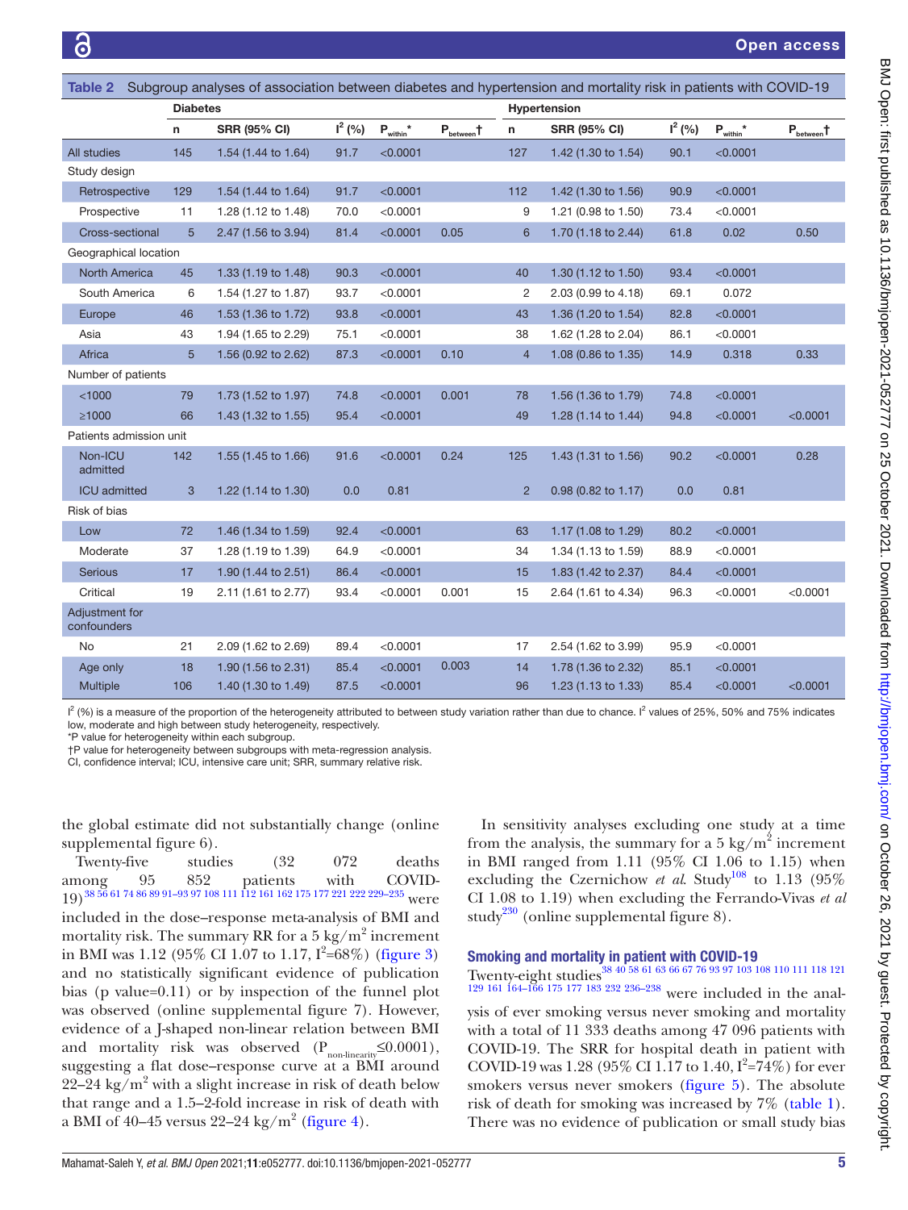**Table 2** Subgroup analyses of association between diabetes and hypertension and mortality risk in patients with COVID-19

| | Diabetes | | | | | Hypertension | | | | |
|---|---|---|---|---|---|---|---|---|---|---|
| | n | SRR (95% CI) | $I^2$ (%) | $P_{within}$* | $P_{between}$† | n | SRR (95% CI) | $I^2$ (%) | $P_{within}$* | $P_{between}$† |
| All studies | 145 | 1.54 (1.44 to 1.64) | 91.7 | <0.0001 | | 127 | 1.42 (1.30 to 1.54) | 90.1 | <0.0001 | |
| Study design | | | | | | | | | | |
| Retrospective | 129 | 1.54 (1.44 to 1.64) | 91.7 | <0.0001 | | 112 | 1.42 (1.30 to 1.56) | 90.9 | <0.0001 | |
| Prospective | 11 | 1.28 (1.12 to 1.48) | 70.0 | <0.0001 | | 9 | 1.21 (0.98 to 1.50) | 73.4 | <0.0001 | |
| Cross-sectional | 5 | 2.47 (1.56 to 3.94) | 81.4 | <0.0001 | 0.05 | 6 | 1.70 (1.18 to 2.44) | 61.8 | 0.02 | 0.50 |
| Geographical location | | | | | | | | | | |
| North America | 45 | 1.33 (1.19 to 1.48) | 90.3 | <0.0001 | | 40 | 1.30 (1.12 to 1.50) | 93.4 | <0.0001 | |
| South America | 6 | 1.54 (1.27 to 1.87) | 93.7 | <0.0001 | | 2 | 2.03 (0.99 to 4.18) | 69.1 | 0.072 | |
| Europe | 46 | 1.53 (1.36 to 1.72) | 93.8 | <0.0001 | | 43 | 1.36 (1.20 to 1.54) | 82.8 | <0.0001 | |
| Asia | 43 | 1.94 (1.65 to 2.29) | 75.1 | <0.0001 | | 38 | 1.62 (1.28 to 2.04) | 86.1 | <0.0001 | |
| Africa | 5 | 1.56 (0.92 to 2.62) | 87.3 | <0.0001 | 0.10 | 4 | 1.08 (0.86 to 1.35) | 14.9 | 0.318 | 0.33 |
| Number of patients | | | | | | | | | | |
| <1000 | 79 | 1.73 (1.52 to 1.97) | 74.8 | <0.0001 | 0.001 | 78 | 1.56 (1.36 to 1.79) | 74.8 | <0.0001 | |
| ≥1000 | 66 | 1.43 (1.32 to 1.55) | 95.4 | <0.0001 | | 49 | 1.28 (1.14 to 1.44) | 94.8 | <0.0001 | <0.0001 |
| Patients admission unit | | | | | | | | | | |
| Non-ICU admitted | 142 | 1.55 (1.45 to 1.66) | 91.6 | <0.0001 | 0.24 | 125 | 1.43 (1.31 to 1.56) | 90.2 | <0.0001 | 0.28 |
| ICU admitted | 3 | 1.22 (1.14 to 1.30) | 0.0 | 0.81 | | 2 | 0.98 (0.82 to 1.17) | 0.0 | 0.81 | |
| Risk of bias | | | | | | | | | | |
| Low | 72 | 1.46 (1.34 to 1.59) | 92.4 | <0.0001 | | 63 | 1.17 (1.08 to 1.29) | 80.2 | <0.0001 | |
| Moderate | 37 | 1.28 (1.19 to 1.39) | 64.9 | <0.0001 | | 34 | 1.34 (1.13 to 1.59) | 88.9 | <0.0001 | |
| Serious | 17 | 1.90 (1.44 to 2.51) | 86.4 | <0.0001 | | 15 | 1.83 (1.42 to 2.37) | 84.4 | <0.0001 | |
| Critical | 19 | 2.11 (1.61 to 2.77) | 93.4 | <0.0001 | 0.001 | 15 | 2.64 (1.61 to 4.34) | 96.3 | <0.0001 | <0.0001 |
| Adjustment for confounders | | | | | | | | | | |
| No | 21 | 2.09 (1.62 to 2.69) | 89.4 | <0.0001 | | 17 | 2.54 (1.62 to 3.99) | 95.9 | <0.0001 | |
| Age only | 18 | 1.90 (1.56 to 2.31) | 85.4 | <0.0001 | 0.003 | 14 | 1.78 (1.36 to 2.32) | 85.1 | <0.0001 | |
| Multiple | 106 | 1.40 (1.30 to 1.49) | 87.5 | <0.0001 | | 96 | 1.23 (1.13 to 1.33) | 85.4 | <0.0001 | <0.0001 |

$I^2$ (%) is a measure of the proportion of the heterogeneity attributed to between study variation rather than due to chance. $I^2$ values of 25%, 50% and 75% indicates low, moderate and high between study heterogeneity, respectively.
*P value for heterogeneity within each subgroup.
†P value for heterogeneity between subgroups with meta-regression analysis.
CI, confidence interval; ICU, intensive care unit; SRR, summary relative risk.

the global estimate did not substantially change (online supplemental figure 6).

Twenty-five studies (32 072 deaths among 95 852 patients with COVID-19)[38 56 61 74 86 89 91–93 97 108 111 112 161 162 175 177 221 222 229–235] were included in the dose–response meta-analysis of BMI and mortality risk. The summary RR for a 5 $kg/m^2$ increment in BMI was 1.12 (95% CI 1.07 to 1.17, $I^2$=68%) (figure 3) and no statistically significant evidence of publication bias (p value=0.11) or by inspection of the funnel plot was observed (online supplemental figure 7). However, evidence of a J-shaped non-linear relation between BMI and mortality risk was observed ($P_{non\text{-}linearity}$≤0.0001), suggesting a flat dose–response curve at a BMI around 22–24 $kg/m^2$ with a slight increase in risk of death below that range and a 1.5–2-fold increase in risk of death with a BMI of 40–45 versus 22–24 $kg/m^2$ (figure 4).

In sensitivity analyses excluding one study at a time from the analysis, the summary for a 5 $kg/m^2$ increment in BMI ranged from 1.11 (95% CI 1.06 to 1.15) when excluding the Czernichow *et al*. Study[108] to 1.13 (95% CI 1.08 to 1.19) when excluding the Ferrando-Vivas *et al* study[230] (online supplemental figure 8).

## Smoking and mortality in patient with COVID-19

Twenty-eight studies[38 40 58 61 63 66 67 76 93 97 103 108 110 111 118 121 129 161 164–166 175 177 183 232 236–238] were included in the analysis of ever smoking versus never smoking and mortality with a total of 11 333 deaths among 47 096 patients with COVID-19. The SRR for hospital death in patient with COVID-19 was 1.28 (95% CI 1.17 to 1.40, $I^2$=74%) for ever smokers versus never smokers (figure 5). The absolute risk of death for smoking was increased by 7% (table 1). There was no evidence of publication or small study bias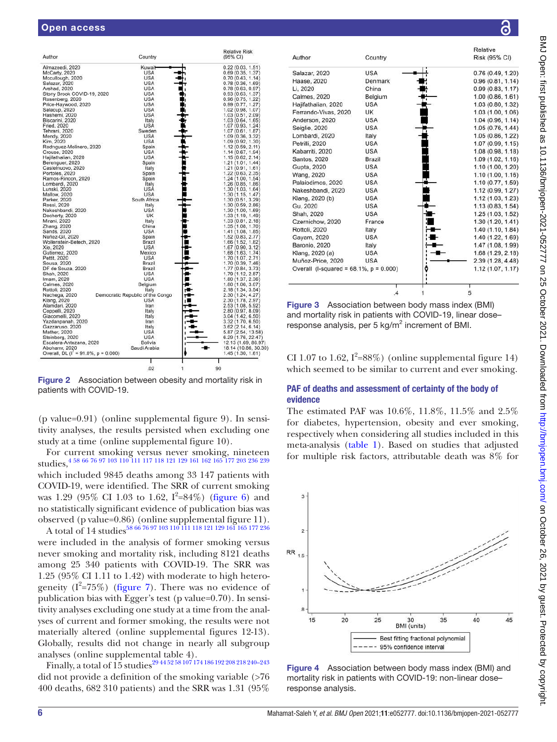| Author | Country | Relative Risk (95% CI) |
|---|---|---|
| Almazeedi, 2020 | Kuwait | 0.22 (0.03, 1.51) |
| McCarty, 2020 | USA | 0.69 (0.35, 1.37) |
| Mccullough, 2020 | USA | 0.70 (0.43, 1.14) |
| Salazar, 2020 | USA | 0.78 (0.36, 1.69) |
| Arshad, 2020 | USA | 0.78 (0.63, 0.97) |
| Stony Brook COVID-19, 2020 | USA | 0.93 (0.63, 1.37) |
| Rosenberg, 2020 | USA | 0.96 (0.75, 1.22) |
| Price-Haywood, 2020 | USA | 0.99 (0.77, 1.27) |
| Salacup, 2020 | USA | 1.02 (0.98, 1.07) |
| Hashemi, 2020 | USA | 1.03 (0.51, 2.09) |
| Biscarini, 2020 | Italy | 1.03 (0.64, 1.65) |
| Fried, 2020 | USA | 1.07 (0.93, 1.24) |
| Tehrani, 2020 | Sweden | 1.07 (0.61, 1.87) |
| Mendy, 2020 | USA | 1.09 (0.36, 3.32) |
| Kim, 2020 | USA | 1.09 (0.92, 1.30) |
| Rodriguez-Molinero, 2020 | Spain | 1.12 (0.59, 2.11) |
| Crouse, 2020 | USA | 1.14 (0.67, 1.94) |
| Hajifathalian, 2020 | USA | 1.15 (0.62, 2.14) |
| Berenguer, 2020 | Spain | 1.21 (1.01, 1.44) |
| Castelnuovo, 2020 | Italy | 1.21 (0.91, 1.61) |
| Portoles, 2020 | Spain | 1.22 (0.63, 2.35) |
| Ramos-Rincon, 2020 | Spain | 1.24 (1.00, 1.54) |
| Lombardi, 2020 | Italy | 1.26 (0.85, 1.86) |
| Lunski, 2020 | USA | 1.30 (1.03, 1.64) |
| Mallow, 2020 | USA | 1.30 (1.15, 1.47) |
| Parker, 2020 | South Africa | 1.30 (0.51, 3.29) |
| Rossi, 2020 | Italy | 1.30 (0.59, 2.86) |
| Nakeshbandi, 2020 | USA | 1.30 (1.00, 1.69) |
| Docherty, 2020 | UK | 1.33 (1.19, 1.49) |
| Mirani, 2020 | Italy | 1.33 (0.81, 2.18) |
| Zhang, 2020 | China | 1.35 (1.08, 1.70) |
| Sands, 2020 | USA | 1.41 (1.08, 1.85) |
| Nuñez-Gil, 2020 | Spain | 1.52 (0.83, 2.77) |
| Wollenstein-Betech, 2020 | Brazil | 1.66 (1.52, 1.82) |
| Xie, 2020 | USA | 1.67 (0.90, 3.12) |
| Gutierrez, 2020 | Mexico | 1.68 (1.63, 1.74) |
| Pettit, 2020 | USA | 1.70 (1.07, 2.71) |
| Sousa, 2020 | Brazil | 1.70 (0.39, 7.46) |
| DF de Souza, 2020 | Brazil | 1.77 (0.84, 3.73) |
| Shah, 2020 | USA | 1.79 (1.12, 2.87) |
| Imam, 2020 | USA | 1.80 (1.37, 2.36) |
| Calmes, 2020 | Belgium | 1.80 (1.06, 3.07) |
| Rottoli, 2020 | Italy | 2.18 (1.34, 3.54) |
| Nachega, 2020 | Democratic Republic of the Congo | 2.30 (1.24, 4.27) |
| Klang, 2020 | USA | 2.30 (1.78, 2.97) |
| Alamdari, 2020 | Iran | 2.53 (1.08, 5.92) |
| Coppelli, 2020 | Italy | 2.80 (0.97, 8.09) |
| Giacomelli, 2020 | Italy | 3.04 (1.42, 6.50) |
| Yazdanpanah, 2020 | Iran | 3.32 (1.70, 6.50) |
| Gazzaruso, 2020 | Italy | 3.62 (2.14, 6.14) |
| Mather, 2020 | USA | 5.87 (2.54, 13.58) |
| Steinberg, 2020 | USA | 6.29 (1.76, 22.47) |
| Escalera-Antezana, 2020 | Bolivia | 12.13 (1.69, 86.97) |
| Abohamr, 2020 | Saudi Arabia | 18.14 (10.86, 30.30) |
| Overall, DL ($I^2$ = 91.0%, p = 0.000) | | 1.45 (1.30, 1.61) |

**Figure 2** Association between obesity and mortality risk in patients with COVID-19.

(p value=0.91) (online supplemental figure 9). In sensitivity analyses, the results persisted when excluding one study at a time (online supplemental figure 10).

For current smoking versus never smoking, nineteen studies,[4 58 66 76 97 103 110 111 117 118 121 129 161 162 165 177 203 236 239] which included 9845 deaths among 33 147 patients with COVID-19, were identified. The SRR of current smoking was 1.29 (95% CI 1.03 to 1.62, $I^2$=84%) (figure 6) and no statistically significant evidence of publication bias was observed (p value=0.86) (online supplemental figure 11).

A total of 14 studies[58 66 76 97 103 110 111 118 121 129 161 165 177 236] were included in the analysis of former smoking versus never smoking and mortality risk, including 8121 deaths among 25 340 patients with COVID-19. The SRR was 1.25 (95% CI 1.11 to 1.42) with moderate to high heterogeneity ($I^2$=75%) (figure 7). There was no evidence of publication bias with Egger's test (p value=0.70). In sensitivity analyses excluding one study at a time from the analyses of current and former smoking, the results were not materially altered (online supplemental figures 12-13). Globally, results did not change in nearly all subgroup analyses (online supplemental table 4).

Finally, a total of 15 studies[29 44 52 58 107 174 186 192 208 218 240–243] did not provide a definition of the smoking variable (>76 400 deaths, 682 310 patients) and the SRR was 1.31 (95% CI 1.07 to 1.62, $I^2$=88%) (online supplemental figure 14) which seemed to be similar to current and ever smoking.

| Author | Country | Relative Risk (95% CI) |
|---|---|---|
| Salazar, 2020 | USA | 0.76 (0.49, 1.20) |
| Haase, 2020 | Denmark | 0.96 (0.81, 1.14) |
| Li, 2020 | China | 0.99 (0.83, 1.17) |
| Calmes, 2020 | Belgium | 1.00 (0.86, 1.61) |
| Hajifathalian, 2020 | USA | 1.03 (0.80, 1.32) |
| Ferrando-Vivas, 2020 | UK | 1.03 (1.00, 1.06) |
| Anderson, 2020 | USA | 1.04 (0.96, 1.14) |
| Seiglie, 2020 | USA | 1.05 (0.76, 1.44) |
| Lombardi, 2020 | Italy | 1.05 (0.86, 1.22) |
| Petrilli, 2020 | USA | 1.07 (0.99, 1.15) |
| Kabarriti, 2020 | USA | 1.08 (0.98, 1.18) |
| Santos, 2020 | Brazil | 1.09 (1.02, 1.16) |
| Gupta, 2020 | USA | 1.10 (1.00, 1.20) |
| Wang, 2020 | USA | 1.10 (1.00, 1.16) |
| Palaiodimos, 2020 | USA | 1.10 (0.77, 1.59) |
| Nakeshbandi, 2020 | USA | 1.12 (0.99, 1.27) |
| Klang, 2020 (b) | USA | 1.12 (1.03, 1.23) |
| Gu, 2020 | USA | 1.13 (0.83, 1.54) |
| Shah, 2020 | USA | 1.25 (1.03, 1.52) |
| Czernichow, 2020 | France | 1.30 (1.20, 1.41) |
| Rottoli, 2020 | Italy | 1.40 (1.10, 1.84) |
| Gayam, 2020 | USA | 1.40 (1.22, 1.69) |
| Baronio, 2020 | Italy | 1.47 (1.08, 1.99) |
| Klang, 2020 (a) | USA | 1.68 (1.29, 2.18) |
| Muñoz-Price, 2020 | USA | 2.39 (1.28, 4.48) |
| Overall (I-squared = 68.1%, p = 0.000) | | 1.12 (1.07, 1.17) |

**Figure 3** Association between body mass index (BMI) and mortality risk in patients with COVID-19, linear dose–response analysis, per 5 kg/m$^2$ increment of BMI.

## PAF of deaths and assessment of certainty of the body of evidence

The estimated PAF was 10.6%, 11.8%, 11.5% and 2.5% for diabetes, hypertension, obesity and ever smoking, respectively when considering all studies included in this meta-analysis (table 1). Based on studies that adjusted for multiple risk factors, attributable death was 8% for

**Figure 4** Association between body mass index (BMI) and mortality risk in patients with COVID-19: non-linear dose–response analysis.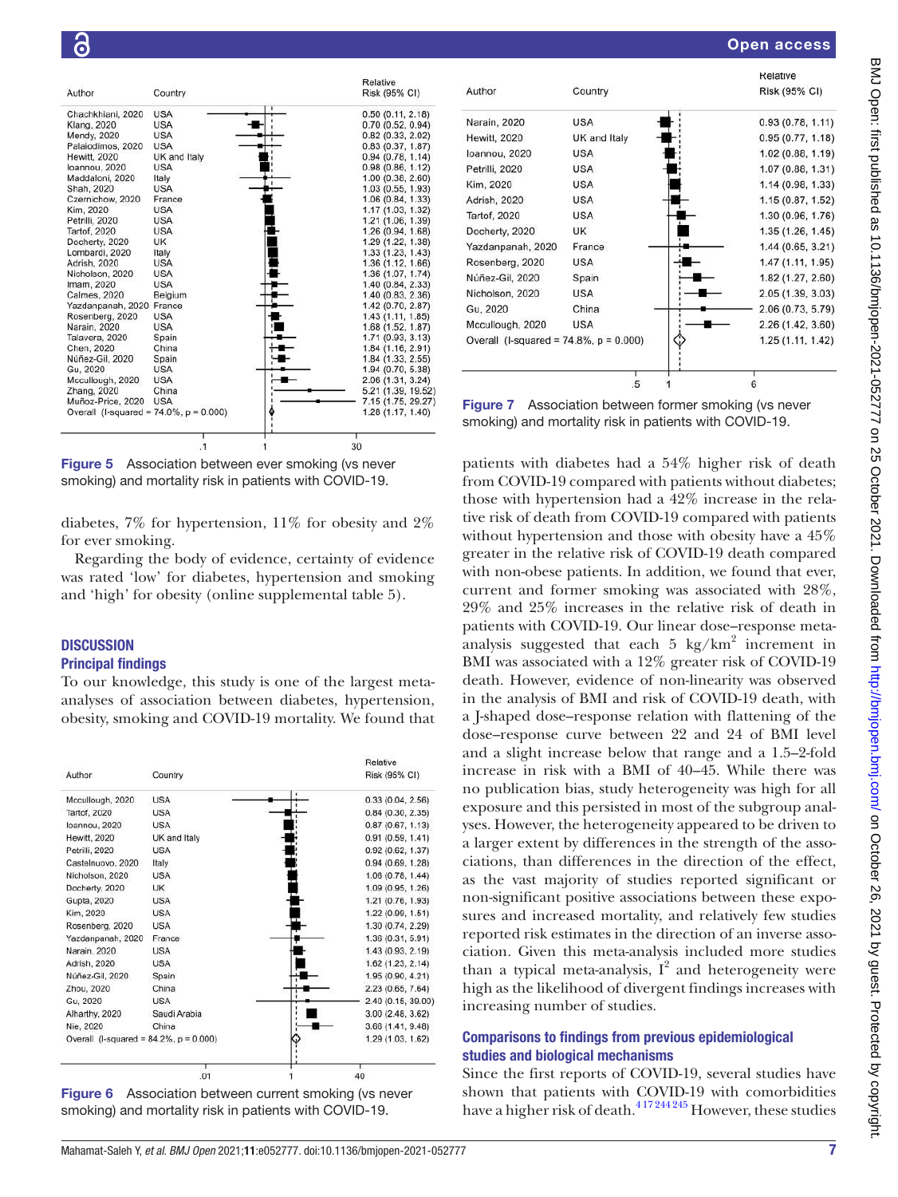| Author | Country | Relative Risk (95% CI) |
|---|---|---|
| Chachkhiani, 2020 | USA | 0.50 (0.11, 2.18) |
| Klang, 2020 | USA | 0.70 (0.52, 0.94) |
| Mendy, 2020 | USA | 0.82 (0.33, 2.02) |
| Palaiodimos, 2020 | USA | 0.83 (0.37, 1.87) |
| Hewitt, 2020 | UK and Italy | 0.94 (0.78, 1.14) |
| Ioannou, 2020 | USA | 0.98 (0.86, 1.12) |
| Maddaloni, 2020 | Italy | 1.00 (0.38, 2.60) |
| Shah, 2020 | USA | 1.03 (0.55, 1.93) |
| Czernichow, 2020 | France | 1.06 (0.84, 1.33) |
| Kim, 2020 | USA | 1.17 (1.03, 1.32) |
| Petrilli, 2020 | USA | 1.21 (1.06, 1.39) |
| Tartof, 2020 | USA | 1.26 (0.94, 1.68) |
| Docherty, 2020 | UK | 1.29 (1.22, 1.38) |
| Lombardi, 2020 | Italy | 1.33 (1.23, 1.43) |
| Adrish, 2020 | USA | 1.36 (1.12, 1.66) |
| Nicholson, 2020 | USA | 1.36 (1.07, 1.74) |
| Imam, 2020 | USA | 1.40 (0.84, 2.33) |
| Calmes, 2020 | Belgium | 1.40 (0.83, 2.36) |
| Yazdanpanah, 2020 | France | 1.42 (0.70, 2.87) |
| Rosenberg, 2020 | USA | 1.43 (1.11, 1.85) |
| Narain, 2020 | USA | 1.68 (1.52, 1.87) |
| Talavera, 2020 | Spain | 1.71 (0.93, 3.13) |
| Chen, 2020 | China | 1.84 (1.16, 2.91) |
| Núñez-Gil, 2020 | Spain | 1.84 (1.33, 2.55) |
| Gu, 2020 | USA | 1.94 (0.70, 5.38) |
| Mccullough, 2020 | USA | 2.06 (1.31, 3.24) |
| Zhang, 2020 | China | 5.21 (1.39, 19.52) |
| Muñoz-Price, 2020 | USA | 7.15 (1.75, 29.27) |
| Overall (I-squared = 74.0%, p = 0.000) | | 1.28 (1.17, 1.40) |

Figure 5 Association between ever smoking (vs never smoking) and mortality risk in patients with COVID-19.

diabetes, 7% for hypertension, 11% for obesity and 2% for ever smoking.

Regarding the body of evidence, certainty of evidence was rated 'low' for diabetes, hypertension and smoking and 'high' for obesity (online supplemental table 5).

## DISCUSSION

### Principal findings

To our knowledge, this study is one of the largest meta-analyses of association between diabetes, hypertension, obesity, smoking and COVID-19 mortality. We found that patients with diabetes had a 54% higher risk of death from COVID-19 compared with patients without diabetes; those with hypertension had a 42% increase in the relative risk of death from COVID-19 compared with patients without hypertension and those with obesity have a 45% greater in the relative risk of COVID-19 death compared with non-obese patients. In addition, we found that ever, current and former smoking was associated with 28%, 29% and 25% increases in the relative risk of death in patients with COVID-19. Our linear dose–response meta-analysis suggested that each 5 $kg/km^2$ increment in BMI was associated with a 12% greater risk of COVID-19 death. However, evidence of non-linearity was observed in the analysis of BMI and risk of COVID-19 death, with a J-shaped dose–response relation with flattening of the dose–response curve between 22 and 24 of BMI level and a slight increase below that range and a 1.5–2-fold increase in risk with a BMI of 40–45. While there was no publication bias, study heterogeneity was high for all exposure and this persisted in most of the subgroup analyses. However, the heterogeneity appeared to be driven to a larger extent by differences in the strength of the associations, than differences in the direction of the effect, as the vast majority of studies reported significant or non-significant positive associations between these exposures and increased mortality, and relatively few studies reported risk estimates in the direction of an inverse association. Given this meta-analysis included more studies than a typical meta-analysis, $I^2$ and heterogeneity were high as the likelihood of divergent findings increases with increasing number of studies.

| Author | Country | Relative Risk (95% CI) |
|---|---|---|
| Mccullough, 2020 | USA | 0.33 (0.04, 2.56) |
| Tartof, 2020 | USA | 0.84 (0.30, 2.35) |
| Ioannou, 2020 | USA | 0.87 (0.67, 1.13) |
| Hewitt, 2020 | UK and Italy | 0.91 (0.59, 1.41) |
| Petrilli, 2020 | USA | 0.92 (0.62, 1.37) |
| Castelnuovo, 2020 | Italy | 0.94 (0.69, 1.28) |
| Nicholson, 2020 | USA | 1.06 (0.78, 1.44) |
| Docherty, 2020 | UK | 1.09 (0.95, 1.26) |
| Gupta, 2020 | USA | 1.21 (0.76, 1.93) |
| Kim, 2020 | USA | 1.22 (0.99, 1.51) |
| Rosenberg, 2020 | USA | 1.30 (0.74, 2.29) |
| Yazdanpanah, 2020 | France | 1.36 (0.31, 5.91) |
| Narain, 2020 | USA | 1.43 (0.93, 2.19) |
| Adrish, 2020 | USA | 1.62 (1.23, 2.14) |
| Núñez-Gil, 2020 | Spain | 1.95 (0.90, 4.21) |
| Zhou, 2020 | China | 2.23 (0.65, 7.64) |
| Gu, 2020 | USA | 2.40 (0.15, 39.00) |
| Alharthy, 2020 | Saudi Arabia | 3.00 (2.48, 3.62) |
| Nie, 2020 | China | 3.66 (1.41, 9.48) |
| Overall (I-squared = 84.2%, p = 0.000) | | 1.29 (1.03, 1.62) |

Figure 6 Association between current smoking (vs never smoking) and mortality risk in patients with COVID-19.

| Author | Country | Relative Risk (95% CI) |
|---|---|---|
| Narain, 2020 | USA | 0.93 (0.78, 1.11) |
| Hewitt, 2020 | UK and Italy | 0.95 (0.77, 1.18) |
| Ioannou, 2020 | USA | 1.02 (0.86, 1.19) |
| Petrilli, 2020 | USA | 1.07 (0.86, 1.31) |
| Kim, 2020 | USA | 1.14 (0.98, 1.33) |
| Adrish, 2020 | USA | 1.15 (0.87, 1.52) |
| Tartof, 2020 | USA | 1.30 (0.96, 1.76) |
| Docherty, 2020 | UK | 1.35 (1.26, 1.45) |
| Yazdanpanah, 2020 | France | 1.44 (0.65, 3.21) |
| Rosenberg, 2020 | USA | 1.47 (1.11, 1.95) |
| Núñez-Gil, 2020 | Spain | 1.82 (1.27, 2.60) |
| Nicholson, 2020 | USA | 2.05 (1.39, 3.03) |
| Gu, 2020 | China | 2.06 (0.73, 5.79) |
| Mccullough, 2020 | USA | 2.26 (1.42, 3.60) |
| Overall (I-squared = 74.8%, p = 0.000) | | 1.25 (1.11, 1.42) |

Figure 7 Association between former smoking (vs never smoking) and mortality risk in patients with COVID-19.

### Comparisons to findings from previous epidemiological studies and biological mechanisms

Since the first reports of COVID-19, several studies have shown that patients with COVID-19 with comorbidities have a higher risk of death.[4,17,244,245] However, these studies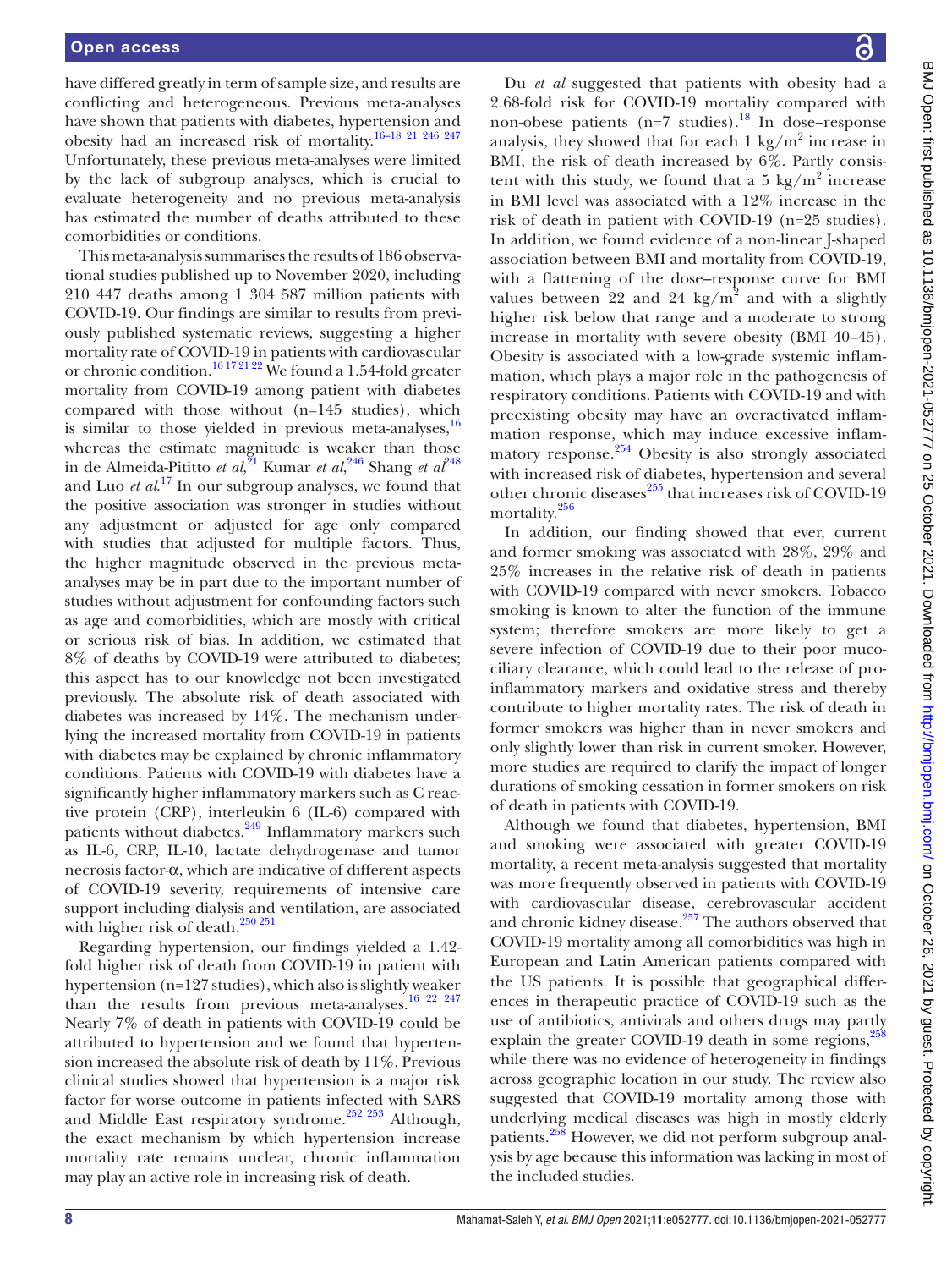have differed greatly in term of sample size, and results are conflicting and heterogeneous. Previous meta-analyses have shown that patients with diabetes, hypertension and obesity had an increased risk of mortality.[16–18 21 246 247] Unfortunately, these previous meta-analyses were limited by the lack of subgroup analyses, which is crucial to evaluate heterogeneity and no previous meta-analysis has estimated the number of deaths attributed to these comorbidities or conditions.

This meta-analysis summarises the results of 186 observational studies published up to November 2020, including 210 447 deaths among 1 304 587 million patients with COVID-19. Our findings are similar to results from previously published systematic reviews, suggesting a higher mortality rate of COVID-19 in patients with cardiovascular or chronic condition.[16 17 21 22] We found a 1.54-fold greater mortality from COVID-19 among patient with diabetes compared with those without (n=145 studies), which is similar to those yielded in previous meta-analyses,[16] whereas the estimate magnitude is weaker than those in de Almeida-Pititto *et al*,[21] Kumar *et al*,[246] Shang *et al*[248] and Luo *et al*.[17] In our subgroup analyses, we found that the positive association was stronger in studies without any adjustment or adjusted for age only compared with studies that adjusted for multiple factors. Thus, the higher magnitude observed in the previous meta-analyses may be in part due to the important number of studies without adjustment for confounding factors such as age and comorbidities, which are mostly with critical or serious risk of bias. In addition, we estimated that 8% of deaths by COVID-19 were attributed to diabetes; this aspect has to our knowledge not been investigated previously. The absolute risk of death associated with diabetes was increased by 14%. The mechanism underlying the increased mortality from COVID-19 in patients with diabetes may be explained by chronic inflammatory conditions. Patients with COVID-19 with diabetes have a significantly higher inflammatory markers such as C reactive protein (CRP), interleukin 6 (IL-6) compared with patients without diabetes.[249] Inflammatory markers such as IL-6, CRP, IL-10, lactate dehydrogenase and tumor necrosis factor-α, which are indicative of different aspects of COVID-19 severity, requirements of intensive care support including dialysis and ventilation, are associated with higher risk of death.[250 251]

Regarding hypertension, our findings yielded a 1.42-fold higher risk of death from COVID-19 in patient with hypertension (n=127 studies), which also is slightly weaker than the results from previous meta-analyses.[16 22 247] Nearly 7% of death in patients with COVID-19 could be attributed to hypertension and we found that hypertension increased the absolute risk of death by 11%. Previous clinical studies showed that hypertension is a major risk factor for worse outcome in patients infected with SARS and Middle East respiratory syndrome.[252 253] Although, the exact mechanism by which hypertension increase mortality rate remains unclear, chronic inflammation may play an active role in increasing risk of death.

Du *et al* suggested that patients with obesity had a 2.68-fold risk for COVID-19 mortality compared with non-obese patients (n=7 studies).[18] In dose–response analysis, they showed that for each 1 $kg/m^2$ increase in BMI, the risk of death increased by 6%. Partly consistent with this study, we found that a 5 $kg/m^2$ increase in BMI level was associated with a 12% increase in the risk of death in patient with COVID-19 (n=25 studies). In addition, we found evidence of a non-linear J-shaped association between BMI and mortality from COVID-19, with a flattening of the dose–response curve for BMI values between 22 and 24 $kg/m^2$ and with a slightly higher risk below that range and a moderate to strong increase in mortality with severe obesity (BMI 40–45). Obesity is associated with a low-grade systemic inflammation, which plays a major role in the pathogenesis of respiratory conditions. Patients with COVID-19 and with preexisting obesity may have an overactivated inflammation response, which may induce excessive inflammatory response.[254] Obesity is also strongly associated with increased risk of diabetes, hypertension and several other chronic diseases[255] that increases risk of COVID-19 mortality.[256]

In addition, our finding showed that ever, current and former smoking was associated with 28%, 29% and 25% increases in the relative risk of death in patients with COVID-19 compared with never smokers. Tobacco smoking is known to alter the function of the immune system; therefore smokers are more likely to get a severe infection of COVID-19 due to their poor mucociliary clearance, which could lead to the release of pro-inflammatory markers and oxidative stress and thereby contribute to higher mortality rates. The risk of death in former smokers was higher than in never smokers and only slightly lower than risk in current smoker. However, more studies are required to clarify the impact of longer durations of smoking cessation in former smokers on risk of death in patients with COVID-19.

Although we found that diabetes, hypertension, BMI and smoking were associated with greater COVID-19 mortality, a recent meta-analysis suggested that mortality was more frequently observed in patients with COVID-19 with cardiovascular disease, cerebrovascular accident and chronic kidney disease.[257] The authors observed that COVID-19 mortality among all comorbidities was high in European and Latin American patients compared with the US patients. It is possible that geographical differences in therapeutic practice of COVID-19 such as the use of antibiotics, antivirals and others drugs may partly explain the greater COVID-19 death in some regions,[258] while there was no evidence of heterogeneity in findings across geographic location in our study. The review also suggested that COVID-19 mortality among those with underlying medical diseases was high in mostly elderly patients.[258] However, we did not perform subgroup analysis by age because this information was lacking in most of the included studies.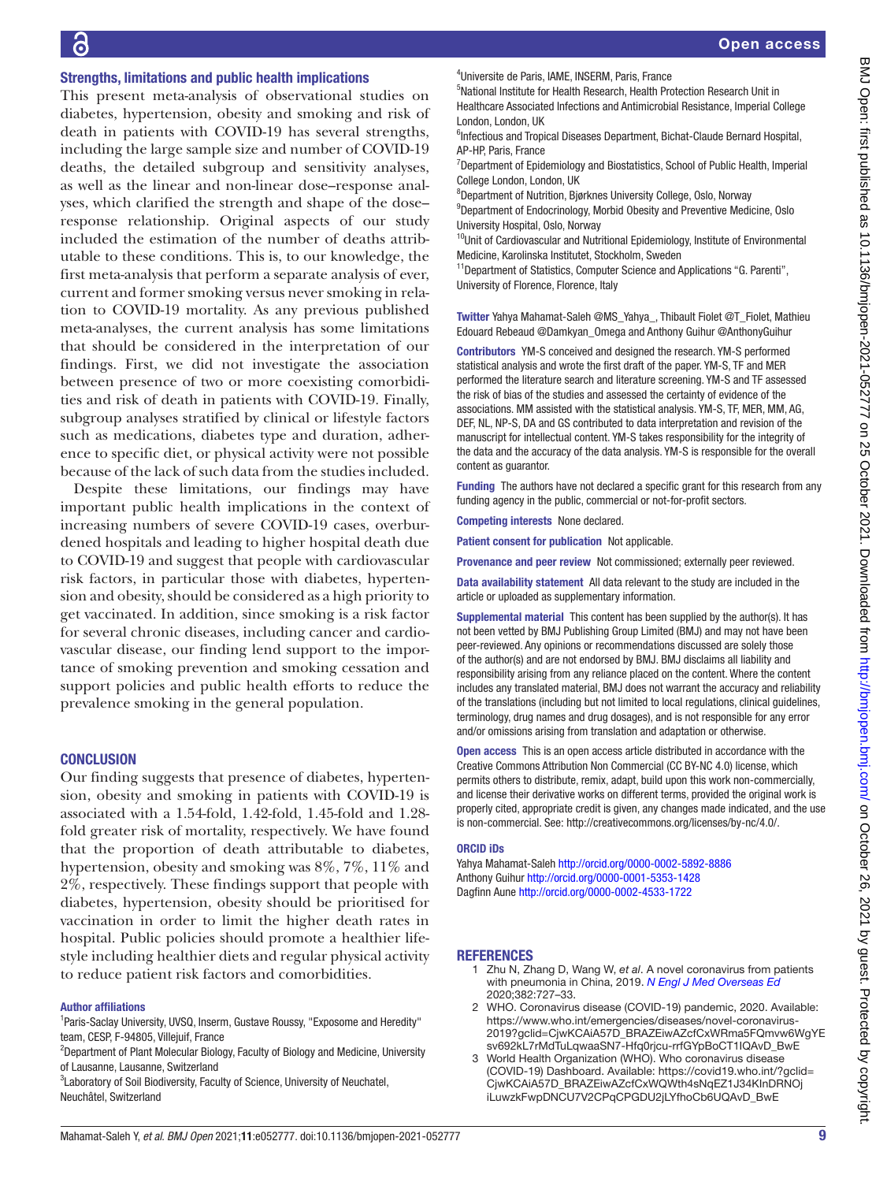### Strengths, limitations and public health implications

This present meta-analysis of observational studies on diabetes, hypertension, obesity and smoking and risk of death in patients with COVID-19 has several strengths, including the large sample size and number of COVID-19 deaths, the detailed subgroup and sensitivity analyses, as well as the linear and non-linear dose–response analyses, which clarified the strength and shape of the dose–response relationship. Original aspects of our study included the estimation of the number of deaths attributable to these conditions. This is, to our knowledge, the first meta-analysis that perform a separate analysis of ever, current and former smoking versus never smoking in relation to COVID-19 mortality. As any previous published meta-analyses, the current analysis has some limitations that should be considered in the interpretation of our findings. First, we did not investigate the association between presence of two or more coexisting comorbidities and risk of death in patients with COVID-19. Finally, subgroup analyses stratified by clinical or lifestyle factors such as medications, diabetes type and duration, adherence to specific diet, or physical activity were not possible because of the lack of such data from the studies included.

Despite these limitations, our findings may have important public health implications in the context of increasing numbers of severe COVID-19 cases, overburdened hospitals and leading to higher hospital death due to COVID-19 and suggest that people with cardiovascular risk factors, in particular those with diabetes, hypertension and obesity, should be considered as a high priority to get vaccinated. In addition, since smoking is a risk factor for several chronic diseases, including cancer and cardiovascular disease, our finding lend support to the importance of smoking prevention and smoking cessation and support policies and public health efforts to reduce the prevalence smoking in the general population.

## CONCLUSION

Our finding suggests that presence of diabetes, hypertension, obesity and smoking in patients with COVID-19 is associated with a 1.54-fold, 1.42-fold, 1.45-fold and 1.28-fold greater risk of mortality, respectively. We have found that the proportion of death attributable to diabetes, hypertension, obesity and smoking was 8%, 7%, 11% and 2%, respectively. These findings support that people with diabetes, hypertension, obesity should be prioritised for vaccination in order to limit the higher death rates in hospital. Public policies should promote a healthier lifestyle including healthier diets and regular physical activity to reduce patient risk factors and comorbidities.

#### Author affiliations

[1]Paris-Saclay University, UVSQ, Inserm, Gustave Roussy, "Exposome and Heredity" team, CESP, F-94805, Villejuif, France
[2]Department of Plant Molecular Biology, Faculty of Biology and Medicine, University of Lausanne, Lausanne, Switzerland
[3]Laboratory of Soil Biodiversity, Faculty of Science, University of Neuchatel, Neuchâtel, Switzerland
[4]Universite de Paris, IAME, INSERM, Paris, France
[5]National Institute for Health Research, Health Protection Research Unit in Healthcare Associated Infections and Antimicrobial Resistance, Imperial College London, London, UK
[6]Infectious and Tropical Diseases Department, Bichat-Claude Bernard Hospital, AP-HP, Paris, France
[7]Department of Epidemiology and Biostatistics, School of Public Health, Imperial College London, London, UK
[8]Department of Nutrition, Bjørknes University College, Oslo, Norway
[9]Department of Endocrinology, Morbid Obesity and Preventive Medicine, Oslo University Hospital, Oslo, Norway
[10]Unit of Cardiovascular and Nutritional Epidemiology, Institute of Environmental Medicine, Karolinska Institutet, Stockholm, Sweden
[11]Department of Statistics, Computer Science and Applications "G. Parenti", University of Florence, Florence, Italy

**Twitter** Yahya Mahamat-Saleh @MS_Yahya_, Thibault Fiolet @T_Fiolet, Mathieu Edouard Rebeaud @Damkyan_Omega and Anthony Guihur @AnthonyGuihur

**Contributors** YM-S conceived and designed the research. YM-S performed statistical analysis and wrote the first draft of the paper. YM-S, TF and MER performed the literature search and literature screening. YM-S and TF assessed the risk of bias of the studies and assessed the certainty of evidence of the associations. MM assisted with the statistical analysis. YM-S, TF, MER, MM, AG, DEF, NL, NP-S, DA and GS contributed to data interpretation and revision of the manuscript for intellectual content. YM-S takes responsibility for the integrity of the data and the accuracy of the data analysis. YM-S is responsible for the overall content as guarantor.

**Funding** The authors have not declared a specific grant for this research from any funding agency in the public, commercial or not-for-profit sectors.

**Competing interests** None declared.

**Patient consent for publication** Not applicable.

**Provenance and peer review** Not commissioned; externally peer reviewed.

**Data availability statement** All data relevant to the study are included in the article or uploaded as supplementary information.

**Supplemental material** This content has been supplied by the author(s). It has not been vetted by BMJ Publishing Group Limited (BMJ) and may not have been peer-reviewed. Any opinions or recommendations discussed are solely those of the author(s) and are not endorsed by BMJ. BMJ disclaims all liability and responsibility arising from any reliance placed on the content. Where the content includes any translated material, BMJ does not warrant the accuracy and reliability of the translations (including but not limited to local regulations, clinical guidelines, terminology, drug names and drug dosages), and is not responsible for any error and/or omissions arising from translation and adaptation or otherwise.

**Open access** This is an open access article distributed in accordance with the Creative Commons Attribution Non Commercial (CC BY-NC 4.0) license, which permits others to distribute, remix, adapt, build upon this work non-commercially, and license their derivative works on different terms, provided the original work is properly cited, appropriate credit is given, any changes made indicated, and the use is non-commercial. See: http://creativecommons.org/licenses/by-nc/4.0/.

#### ORCID iDs

Yahya Mahamat-Saleh http://orcid.org/0000-0002-5892-8886
Anthony Guihur http://orcid.org/0000-0001-5353-1428
Dagfinn Aune http://orcid.org/0000-0002-4533-1722

## REFERENCES

1. Zhu N, Zhang D, Wang W, *et al*. A novel coronavirus from patients with pneumonia in China, 2019. *N Engl J Med Overseas Ed* 2020;382:727–33.
2. WHO. Coronavirus disease (COVID-19) pandemic, 2020. Available: https://www.who.int/emergencies/diseases/novel-coronavirus-2019?gclid=CjwKCAiA57D_BRAZEiwAZcfCxWRma5FQmvw6WgYEsv692kL7rMdTuLqwaaSN7-Hfq0rjcu-rrfGYpBoCT1IQAvD_BwE
3. World Health Organization (WHO). Who coronavirus disease (COVID-19) Dashboard. Available: https://covid19.who.int/?gclid=CjwKCAiA57D_BRAZEiwAZcfCxWQWth4sNqEZ1J34KInDRNOjiLuwzkFwpDNCU7V2CPqCPGDU2jLYfhoCb6UQAvD_BwE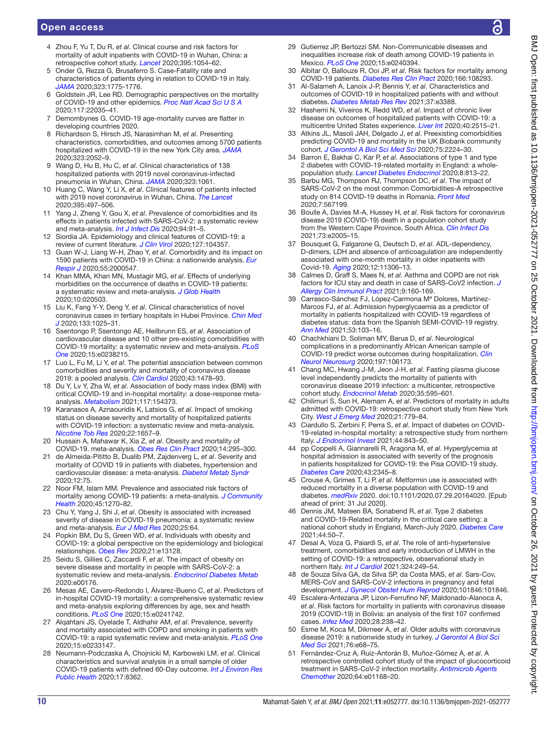4 Zhou F, Yu T, Du R, *et al*. Clinical course and risk factors for mortality of adult inpatients with COVID-19 in Wuhan, China: a retrospective cohort study. *Lancet* 2020;395:1054–62.
5 Onder G, Rezza G, Brusaferro S. Case-Fatality rate and characteristics of patients dying in relation to COVID-19 in Italy. *JAMA* 2020;323:1775-1776.
6 Goldstein JR, Lee RD. Demographic perspectives on the mortality of COVID-19 and other epidemics. *Proc Natl Acad Sci U S A* 2020;117:22035–41.
7 Demombynes G. COVID-19 age-mortality curves are flatter in developing countries 2020.
8 Richardson S, Hirsch JS, Narasimhan M, *et al*. Presenting characteristics, comorbidities, and outcomes among 5700 patients hospitalized with COVID-19 in the new York City area. *JAMA* 2020;323:2052–9.
9 Wang D, Hu B, Hu C, *et al*. Clinical characteristics of 138 hospitalized patients with 2019 novel coronavirus-infected pneumonia in Wuhan, China. *JAMA* 2020;323:1061.
10 Huang C, Wang Y, Li X, *et al*. Clinical features of patients infected with 2019 novel coronavirus in Wuhan, China. *The Lancet* 2020;395:497–506.
11 Yang J, Zheng Y, Gou X, *et al*. Prevalence of comorbidities and its effects in patients infected with SARS-CoV-2: a systematic review and meta-analysis. *Int J Infect Dis* 2020;94:91–5.
12 Siordia JA. Epidemiology and clinical features of COVID-19: a review of current literature. *J Clin Virol* 2020;127:104357.
13 Guan W-J, Liang W-H, Zhao Y, *et al*. Comorbidity and its impact on 1590 patients with COVID-19 in China: a nationwide analysis. *Eur Respir J* 2020;55:2000547.
14 Khan MMA, Khan MN, Mustagir MG, *et al*. Effects of underlying morbidities on the occurrence of deaths in COVID-19 patients: a systematic review and meta-analysis. *J Glob Health* 2020;10:020503.
15 Liu K, Fang Y-Y, Deng Y, *et al*. Clinical characteristics of novel coronavirus cases in tertiary hospitals in Hubei Province. *Chin Med J* 2020;133:1025–31.
16 Ssentongo P, Ssentongo AE, Heilbrunn ES, *et al*. Association of cardiovascular disease and 10 other pre-existing comorbidities with COVID-19 mortality: a systematic review and meta-analysis. *PLoS One* 2020;15:e0238215.
17 Luo L, Fu M, Li Y, *et al*. The potential association between common comorbidities and severity and mortality of coronavirus disease 2019: a pooled analysis. *Clin Cardiol* 2020;43:1478–93.
18 Du Y, Lv Y, Zha W, *et al*. Association of body mass index (BMI) with critical COVID-19 and in-hospital mortality: a dose-response meta-analysis. *Metabolism* 2021;117:154373.
19 Karanasos A, Aznaouridis K, Latsios G, *et al*. Impact of smoking status on disease severity and mortality of hospitalized patients with COVID-19 infection: a systematic review and meta-analysis. *Nicotine Tob Res* 2020;22:1657–9.
20 Hussain A, Mahawar K, Xia Z, *et al*. Obesity and mortality of COVID-19. meta-analysis. *Obes Res Clin Pract* 2020;14:295–300.
21 de Almeida-Pititto B, Dualib PM, Zajdenverg L, *et al*. Severity and mortality of COVID 19 in patients with diabetes, hypertension and cardiovascular disease: a meta-analysis. *Diabetol Metab Syndr* 2020;12:75.
22 Noor FM, Islam MM. Prevalence and associated risk factors of mortality among COVID-19 patients: a meta-analysis. *J Community Health* 2020;45:1270–82.
23 Chu Y, Yang J, Shi J, *et al*. Obesity is associated with increased severity of disease in COVID-19 pneumonia: a systematic review and meta-analysis. *Eur J Med Res* 2020;25:64.
24 Popkin BM, Du S, Green WD, *et al*. Individuals with obesity and COVID-19: a global perspective on the epidemiology and biological relationships. *Obes Rev* 2020;21:e13128.
25 Seidu S, Gillies C, Zaccardi F, *et al*. The impact of obesity on severe disease and mortality in people with SARS-CoV-2: a systematic review and meta-analysis. *Endocrinol Diabetes Metab* 2020:e00176.
26 Mesas AE, Cavero-Redondo I, Álvarez-Bueno C, *et al*. Predictors of in-hospital COVID-19 mortality: a comprehensive systematic review and meta-analysis exploring differences by age, sex and health conditions. *PLoS One* 2020;15:e0241742.
27 Alqahtani JS, Oyelade T, Aldhahir AM, *et al*. Prevalence, severity and mortality associated with COPD and smoking in patients with COVID-19: a rapid systematic review and meta-analysis. *PLoS One* 2020;15:e0233147.
28 Neumann-Podczaska A, Chojnicki M, Karbowski LM, *et al*. Clinical characteristics and survival analysis in a small sample of older COVID-19 patients with defined 60-Day outcome. *Int J Environ Res Public Health* 2020;17:8362.
29 Gutierrez JP, Bertozzi SM. Non-Communicable diseases and inequalities increase risk of death among COVID-19 patients in Mexico. *PLoS One* 2020;15:e0240394.
30 Albitar O, Ballouze R, Ooi JP, *et al*. Risk factors for mortality among COVID-19 patients. *Diabetes Res Clin Pract* 2020;166:108293.
31 Al-Salameh A, Lanoix J-P, Bennis Y, *et al*. Characteristics and outcomes of COVID-19 in hospitalized patients with and without diabetes. *Diabetes Metab Res Rev* 2021;37:e3388.
32 Hashemi N, Viveiros K, Redd WD, *et al*. Impact of chronic liver disease on outcomes of hospitalized patients with COVID-19: a multicentre United States experience. *Liver Int* 2020;40:2515–21.
33 Atkins JL, Masoli JAH, Delgado J, *et al*. Preexisting comorbidities predicting COVID-19 and mortality in the UK Biobank community cohort. *J Gerontol A Biol Sci Med Sci* 2020;75:2224–30.
34 Barron E, Bakhai C, Kar P, *et al*. Associations of type 1 and type 2 diabetes with COVID-19-related mortality in England: a whole-population study. *Lancet Diabetes Endocrinol* 2020;8:813–22.
35 Barbu MG, Thompson RJ, Thompson DC, *et al*. The impact of SARS-CoV-2 on the most common Comorbidities-A retrospective study on 814 COVID-19 deaths in Romania. *Front Med* 2020;7:567199.
36 Boulle A, Davies M-A, Hussey H, *et al*. Risk factors for coronavirus disease 2019 (COVID-19) death in a population cohort study from the Western Cape Province, South Africa. *Clin Infect Dis* 2021;73:e2005–15.
37 Bousquet G, Falgarone G, Deutsch D, *et al*. ADL-dependency, D-dimers, LDH and absence of anticoagulation are independently associated with one-month mortality in older inpatients with Covid-19. *Aging* 2020;12:11306–13.
38 Calmes D, Graff S, Maes N, *et al*. Asthma and COPD are not risk factors for ICU stay and death in case of SARS-CoV2 infection. *J Allergy Clin Immunol Pract* 2021;9:160-169.
39 Carrasco-Sánchez FJ, López-Carmona Mª Dolores, Martínez-Marcos FJ, *et al*. Admission hyperglycaemia as a predictor of mortality in patients hospitalized with COVID-19 regardless of diabetes status: data from the Spanish SEMI-COVID-19 registry. *Ann Med* 2021;53:103–16.
40 Chachkhiani D, Soliman MY, Barua D, *et al*. Neurological complications in a predominantly African American sample of COVID-19 predict worse outcomes during hospitalization. *Clin Neurol Neurosurg* 2020;197:106173.
41 Chang MC, Hwang J-M, Jeon J-H, *et al*. Fasting plasma glucose level independently predicts the mortality of patients with coronavirus disease 2019 infection: a multicenter, retrospective cohort study. *Endocrinol Metab* 2020;35:595–601.
42 Chilimuri S, Sun H, Alemam A, *et al*. Predictors of mortality in adults admitted with COVID-19: retrospective cohort study from New York City. *West J Emerg Med* 2020;21:779–84.
43 Ciardullo S, Zerbini F, Perra S, *et al*. Impact of diabetes on COVID-19-related in-hospital mortality: a retrospective study from northern Italy. *J Endocrinol Invest* 2021;44:843–50.
44 pp Coppelli A, Giannarelli R, Aragona M, *et al*. Hyperglycemia at hospital admission is associated with severity of the prognosis in patients hospitalized for COVID-19: the Pisa COVID-19 study. *Diabetes Care* 2020;43:2345–8.
45 Crouse A, Grimes T, Li P, *et al*. Metformin use is associated with reduced mortality in a diverse population with COVID-19 and diabetes. *medRxiv* 2020. doi:10.1101/2020.07.29.20164020. [Epub ahead of print: 31 Jul 2020].
46 Dennis JM, Mateen BA, Sonabend R, *et al*. Type 2 diabetes and COVID-19-Related mortality in the critical care setting: a national cohort study in England, March-July 2020. *Diabetes Care* 2021;44:50–7.
47 Desai A, Voza G, Paiardi S, *et al*. The role of anti-hypertensive treatment, comorbidities and early introduction of LMWH in the setting of COVID-19: a retrospective, observational study in northern Italy. *Int J Cardiol* 2021;324:249–54.
48 de Souza Silva GA, da Silva SP, da Costa MAS, *et al*. Sars-Cov, MERS-CoV and SARS-CoV-2 infections in pregnancy and fetal development. *J Gynecol Obstet Hum Reprod* 2020;101846:101846.
49 Escalera-Antezana JP, Lizon-Ferrufino NF, Maldonado-Alanoca A, *et al*. Risk factors for mortality in patients with coronavirus disease 2019 (COVID-19) in Bolivia: an analysis of the first 107 confirmed cases. *Infez Med* 2020;28:238–42.
50 Esme M, Koca M, Dikmeer A, *et al*. Older adults with coronavirus disease 2019: a nationwide study in turkey. *J Gerontol A Biol Sci Med Sci* 2021;76:e68–75.
51 Fernández-Cruz A, Ruiz-Antorán B, Muñoz-Gómez A, *et al*. A retrospective controlled cohort study of the impact of glucocorticoid treatment in SARS-CoV-2 infection mortality. *Antimicrob Agents Chemother* 2020;64:e01168–20.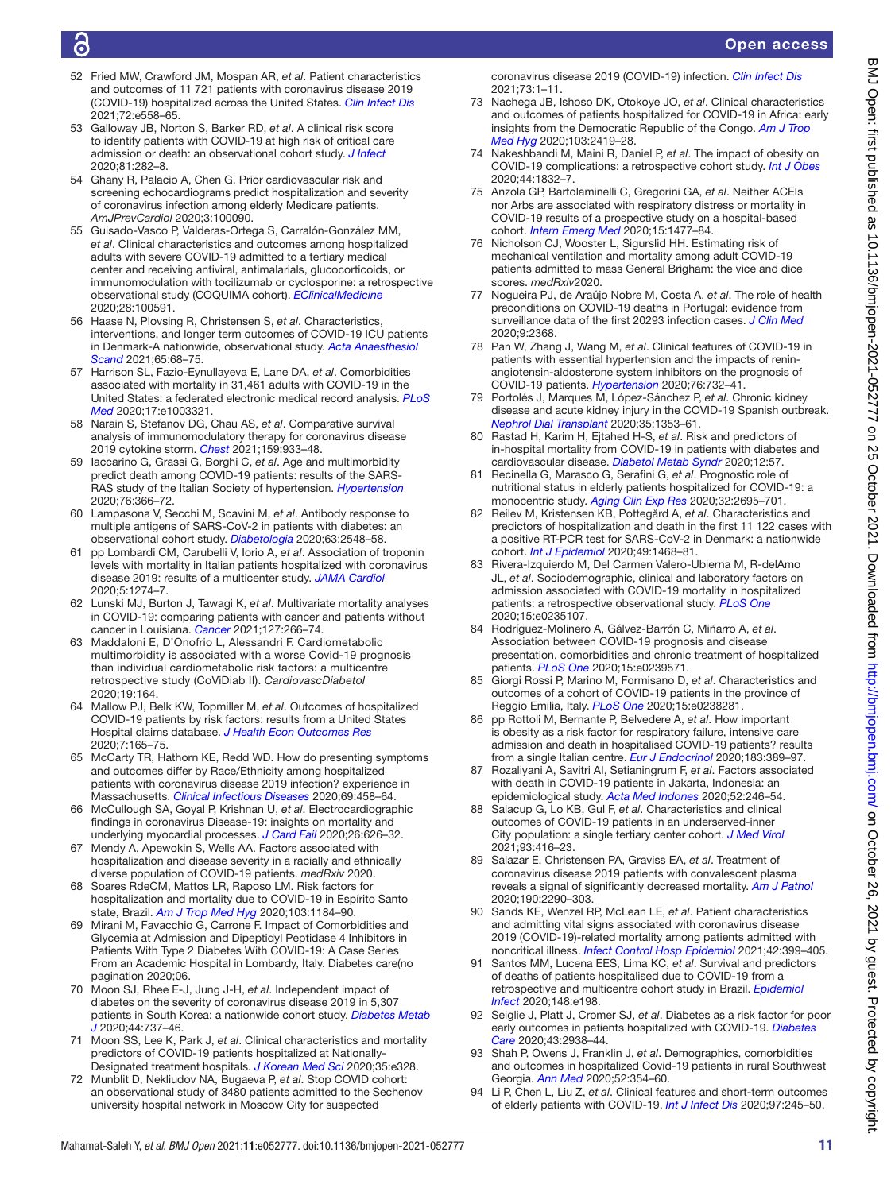52 Fried MW, Crawford JM, Mospan AR, *et al*. Patient characteristics and outcomes of 11 721 patients with coronavirus disease 2019 (COVID-19) hospitalized across the United States. *Clin Infect Dis* 2021;72:e558–65.

53 Galloway JB, Norton S, Barker RD, *et al*. A clinical risk score to identify patients with COVID-19 at high risk of critical care admission or death: an observational cohort study. *J Infect* 2020;81:282–8.

54 Ghany R, Palacio A, Chen G. Prior cardiovascular risk and screening echocardiograms predict hospitalization and severity of coronavirus infection among elderly Medicare patients. AmJPrevCardiol 2020;3:100090.

55 Guisado-Vasco P, Valderas-Ortega S, Carralón-González MM, *et al*. Clinical characteristics and outcomes among hospitalized adults with severe COVID-19 admitted to a tertiary medical center and receiving antiviral, antimalarials, glucocorticoids, or immunomodulation with tocilizumab or cyclosporine: a retrospective observational study (COQUIMA cohort). *EClinicalMedicine* 2020;28:100591.

56 Haase N, Plovsing R, Christensen S, *et al*. Characteristics, interventions, and longer term outcomes of COVID-19 ICU patients in Denmark-A nationwide, observational study. *Acta Anaesthesiol Scand* 2021;65:68–75.

57 Harrison SL, Fazio-Eynullayeva E, Lane DA, *et al*. Comorbidities associated with mortality in 31,461 adults with COVID-19 in the United States: a federated electronic medical record analysis. *PLoS Med* 2020;17:e1003321.

58 Narain S, Stefanov DG, Chau AS, *et al*. Comparative survival analysis of immunomodulatory therapy for coronavirus disease 2019 cytokine storm. *Chest* 2021;159:933–48.

59 Iaccarino G, Grassi G, Borghi C, *et al*. Age and multimorbidity predict death among COVID-19 patients: results of the SARS-RAS study of the Italian Society of hypertension. *Hypertension* 2020;76:366–72.

60 Lampasona V, Secchi M, Scavini M, *et al*. Antibody response to multiple antigens of SARS-CoV-2 in patients with diabetes: an observational cohort study. *Diabetologia* 2020;63:2548–58.

61 pp Lombardi CM, Carubelli V, Iorio A, *et al*. Association of troponin levels with mortality in Italian patients hospitalized with coronavirus disease 2019: results of a multicenter study. *JAMA Cardiol* 2020;5:1274–7.

62 Lunski MJ, Burton J, Tawagi K, *et al*. Multivariate mortality analyses in COVID-19: comparing patients with cancer and patients without cancer in Louisiana. *Cancer* 2021;127:266–74.

63 Maddaloni E, D'Onofrio L, Alessandri F. Cardiometabolic multimorbidity is associated with a worse Covid-19 prognosis than individual cardiometabolic risk factors: a multicentre retrospective study (CoViDiab II). CardiovascDiabetol 2020;19:164.

64 Mallow PJ, Belk KW, Topmiller M, *et al*. Outcomes of hospitalized COVID-19 patients by risk factors: results from a United States Hospital claims database. *J Health Econ Outcomes Res* 2020;7:165–75.

65 McCarty TR, Hathorn KE, Redd WD. How do presenting symptoms and outcomes differ by Race/Ethnicity among hospitalized patients with coronavirus disease 2019 infection? experience in Massachusetts. *Clinical Infectious Diseases* 2020;69:458–64.

66 McCullough SA, Goyal P, Krishnan U, *et al*. Electrocardiographic findings in coronavirus Disease-19: insights on mortality and underlying myocardial processes. *J Card Fail* 2020;26:626–32.

67 Mendy A, Apewokin S, Wells AA. Factors associated with hospitalization and disease severity in a racially and ethnically diverse population of COVID-19 patients. *medRxiv* 2020.

68 Soares RdeCM, Mattos LR, Raposo LM. Risk factors for hospitalization and mortality due to COVID-19 in Espírito Santo state, Brazil. *Am J Trop Med Hyg* 2020;103:1184–90.

69 Mirani M, Favacchio G, Carrone F. Impact of Comorbidities and Glycemia at Admission and Dipeptidyl Peptidase 4 Inhibitors in Patients With Type 2 Diabetes With COVID-19: A Case Series From an Academic Hospital in Lombardy, Italy. Diabetes care(no pagination 2020;06.

70 Moon SJ, Rhee E-J, Jung J-H, *et al*. Independent impact of diabetes on the severity of coronavirus disease 2019 in 5,307 patients in South Korea: a nationwide cohort study. *Diabetes Metab J* 2020;44:737–46.

71 Moon SS, Lee K, Park J, *et al*. Clinical characteristics and mortality predictors of COVID-19 patients hospitalized at Nationally-Designated treatment hospitals. *J Korean Med Sci* 2020;35:e328.

72 Munblit D, Nekliudov NA, Bugaeva P, *et al*. Stop COVID cohort: an observational study of 3480 patients admitted to the Sechenov university hospital network in Moscow City for suspected coronavirus disease 2019 (COVID-19) infection. *Clin Infect Dis* 2021;73:1–11.

73 Nachega JB, Ishoso DK, Otokoye JO, *et al*. Clinical characteristics and outcomes of patients hospitalized for COVID-19 in Africa: early insights from the Democratic Republic of the Congo. *Am J Trop Med Hyg* 2020;103:2419–28.

74 Nakeshbandi M, Maini R, Daniel P, *et al*. The impact of obesity on COVID-19 complications: a retrospective cohort study. *Int J Obes* 2020;44:1832–7.

75 Anzola GP, Bartolaminelli C, Gregorini GA, *et al*. Neither ACEIs nor Arbs are associated with respiratory distress or mortality in COVID-19 results of a prospective study on a hospital-based cohort. *Intern Emerg Med* 2020;15:1477–84.

76 Nicholson CJ, Wooster L, Sigurslid HH. Estimating risk of mechanical ventilation and mortality among adult COVID-19 patients admitted to mass General Brigham: the vice and dice scores. *medRxiv*2020.

77 Nogueira PJ, de Araújo Nobre M, Costa A, *et al*. The role of health preconditions on COVID-19 deaths in Portugal: evidence from surveillance data of the first 20293 infection cases. *J Clin Med* 2020;9:2368.

78 Pan W, Zhang J, Wang M, *et al*. Clinical features of COVID-19 in patients with essential hypertension and the impacts of renin-angiotensin-aldosterone system inhibitors on the prognosis of COVID-19 patients. *Hypertension* 2020;76:732–41.

79 Portolés J, Marques M, López-Sánchez P, *et al*. Chronic kidney disease and acute kidney injury in the COVID-19 Spanish outbreak. *Nephrol Dial Transplant* 2020;35:1353–61.

80 Rastad H, Karim H, Ejtahed H-S, *et al*. Risk and predictors of in-hospital mortality from COVID-19 in patients with diabetes and cardiovascular disease. *Diabetol Metab Syndr* 2020;12:57.

81 Recinella G, Marasco G, Serafini G, *et al*. Prognostic role of nutritional status in elderly patients hospitalized for COVID-19: a monocentric study. *Aging Clin Exp Res* 2020;32:2695–701.

82 Reilev M, Kristensen KB, Pottegård A, *et al*. Characteristics and predictors of hospitalization and death in the first 11 122 cases with a positive RT-PCR test for SARS-CoV-2 in Denmark: a nationwide cohort. *Int J Epidemiol* 2020;49:1468–81.

83 Rivera-Izquierdo M, Del Carmen Valero-Ubierna M, R-delAmo JL, *et al*. Sociodemographic, clinical and laboratory factors on admission associated with COVID-19 mortality in hospitalized patients: a retrospective observational study. *PLoS One* 2020;15:e0235107.

84 Rodríguez-Molinero A, Gálvez-Barrón C, Miñarro A, *et al*. Association between COVID-19 prognosis and disease presentation, comorbidities and chronic treatment of hospitalized patients. *PLoS One* 2020;15:e0239571.

85 Giorgi Rossi P, Marino M, Formisano D, *et al*. Characteristics and outcomes of a cohort of COVID-19 patients in the province of Reggio Emilia, Italy. *PLoS One* 2020;15:e0238281.

86 pp Rottoli M, Bernante P, Belvedere A, *et al*. How important is obesity as a risk factor for respiratory failure, intensive care admission and death in hospitalised COVID-19 patients? results from a single Italian centre. *Eur J Endocrinol* 2020;183:389–97.

87 Rozaliyani A, Savitri AI, Setianingrum F, *et al*. Factors associated with death in COVID-19 patients in Jakarta, Indonesia: an epidemiological study. *Acta Med Indones* 2020;52:246–54.

88 Salacup G, Lo KB, Gul F, *et al*. Characteristics and clinical outcomes of COVID-19 patients in an underserved-inner City population: a single tertiary center cohort. *J Med Virol* 2021;93:416–23.

89 Salazar E, Christensen PA, Graviss EA, *et al*. Treatment of coronavirus disease 2019 patients with convalescent plasma reveals a signal of significantly decreased mortality. *Am J Pathol* 2020;190:2290–303.

90 Sands KE, Wenzel RP, McLean LE, *et al*. Patient characteristics and admitting vital signs associated with coronavirus disease 2019 (COVID-19)-related mortality among patients admitted with noncritical illness. *Infect Control Hosp Epidemiol* 2021;42:399–405.

91 Santos MM, Lucena EES, Lima KC, *et al*. Survival and predictors of deaths of patients hospitalised due to COVID-19 from a retrospective and multicentre cohort study in Brazil. *Epidemiol Infect* 2020;148:e198.

92 Seiglie J, Platt J, Cromer SJ, *et al*. Diabetes as a risk factor for poor early outcomes in patients hospitalized with COVID-19. *Diabetes Care* 2020;43:2938–44.

93 Shah P, Owens J, Franklin J, *et al*. Demographics, comorbidities and outcomes in hospitalized Covid-19 patients in rural Southwest Georgia. *Ann Med* 2020;52:354–60.

94 Li P, Chen L, Liu Z, *et al*. Clinical features and short-term outcomes of elderly patients with COVID-19. *Int J Infect Dis* 2020;97:245–50.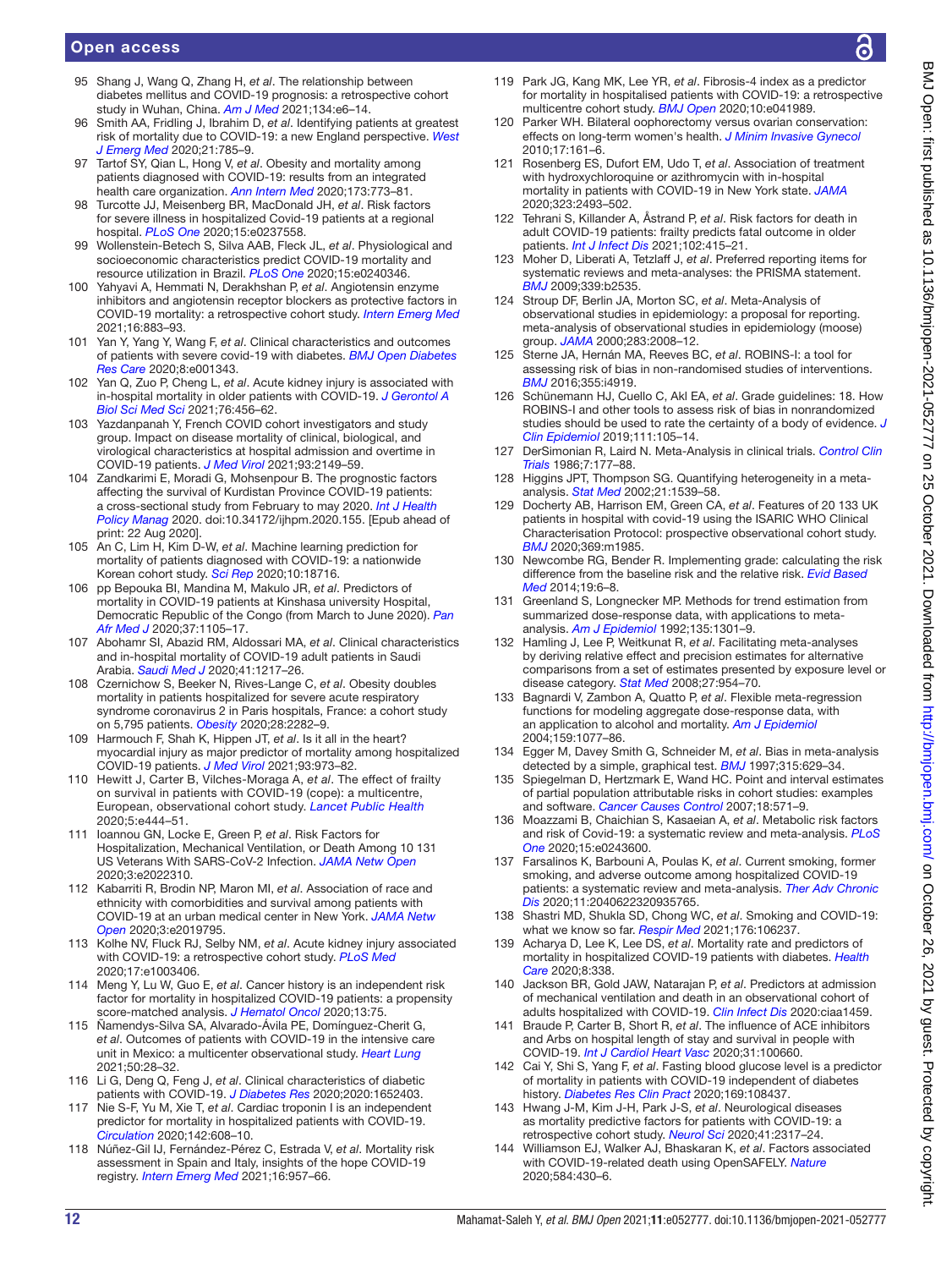95 Shang J, Wang Q, Zhang H, *et al*. The relationship between diabetes mellitus and COVID-19 prognosis: a retrospective cohort study in Wuhan, China. *Am J Med* 2021;134:e6–14.

96 Smith AA, Fridling J, Ibrahim D, *et al*. Identifying patients at greatest risk of mortality due to COVID-19: a new England perspective. *West J Emerg Med* 2020;21:785–9.

97 Tartof SY, Qian L, Hong V, *et al*. Obesity and mortality among patients diagnosed with COVID-19: results from an integrated health care organization. *Ann Intern Med* 2020;173:773–81.

98 Turcotte JJ, Meisenberg BR, MacDonald JH, *et al*. Risk factors for severe illness in hospitalized Covid-19 patients at a regional hospital. *PLoS One* 2020;15:e0237558.

99 Wollenstein-Betech S, Silva AAB, Fleck JL, *et al*. Physiological and socioeconomic characteristics predict COVID-19 mortality and resource utilization in Brazil. *PLoS One* 2020;15:e0240346.

100 Yahyavi A, Hemmati N, Derakhshan P, *et al*. Angiotensin enzyme inhibitors and angiotensin receptor blockers as protective factors in COVID-19 mortality: a retrospective cohort study. *Intern Emerg Med* 2021;16:883–93.

101 Yan Y, Yang Y, Wang F, *et al*. Clinical characteristics and outcomes of patients with severe covid-19 with diabetes. *BMJ Open Diabetes Res Care* 2020;8:e001343.

102 Yan Q, Zuo P, Cheng L, *et al*. Acute kidney injury is associated with in-hospital mortality in older patients with COVID-19. *J Gerontol A Biol Sci Med Sci* 2021;76:456–62.

103 Yazdanpanah Y, French COVID cohort investigators and study group. Impact on disease mortality of clinical, biological, and virological characteristics at hospital admission and overtime in COVID-19 patients. *J Med Virol* 2021;93:2149–59.

104 Zandkarimi E, Moradi G, Mohsenpour B. The prognostic factors affecting the survival of Kurdistan Province COVID-19 patients: a cross-sectional study from February to may 2020. *Int J Health Policy Manag* 2020. doi:10.34172/ijhpm.2020.155. [Epub ahead of print: 22 Aug 2020].

105 An C, Lim H, Kim D-W, *et al*. Machine learning prediction for mortality of patients diagnosed with COVID-19: a nationwide Korean cohort study. *Sci Rep* 2020;10:18716.

106 pp Bepouka BI, Mandina M, Makulo JR, *et al*. Predictors of mortality in COVID-19 patients at Kinshasa university Hospital, Democratic Republic of the Congo (from March to June 2020). *Pan Afr Med J* 2020;37:1105–17.

107 Abohamr SI, Abazid RM, Aldossari MA, *et al*. Clinical characteristics and in-hospital mortality of COVID-19 adult patients in Saudi Arabia. *Saudi Med J* 2020;41:1217–26.

108 Czernichow S, Beeker N, Rives-Lange C, *et al*. Obesity doubles mortality in patients hospitalized for severe acute respiratory syndrome coronavirus 2 in Paris hospitals, France: a cohort study on 5,795 patients. *Obesity* 2020;28:2282–9.

109 Harmouch F, Shah K, Hippen JT, *et al*. Is it all in the heart? myocardial injury as major predictor of mortality among hospitalized COVID-19 patients. *J Med Virol* 2021;93:973–82.

110 Hewitt J, Carter B, Vilches-Moraga A, *et al*. The effect of frailty on survival in patients with COVID-19 (cope): a multicentre, European, observational cohort study. *Lancet Public Health* 2020;5:e444–51.

111 Ioannou GN, Locke E, Green P, *et al*. Risk Factors for Hospitalization, Mechanical Ventilation, or Death Among 10 131 US Veterans With SARS-CoV-2 Infection. *JAMA Netw Open* 2020;3:e2022310.

112 Kabarriti R, Brodin NP, Maron MI, *et al*. Association of race and ethnicity with comorbidities and survival among patients with COVID-19 at an urban medical center in New York. *JAMA Netw Open* 2020;3:e2019795.

113 Kolhe NV, Fluck RJ, Selby NM, *et al*. Acute kidney injury associated with COVID-19: a retrospective cohort study. *PLoS Med* 2020;17:e1003406.

114 Meng Y, Lu W, Guo E, *et al*. Cancer history is an independent risk factor for mortality in hospitalized COVID-19 patients: a propensity score-matched analysis. *J Hematol Oncol* 2020;13:75.

115 Ñamendys-Silva SA, Alvarado-Ávila PE, Domínguez-Cherit G, *et al*. Outcomes of patients with COVID-19 in the intensive care unit in Mexico: a multicenter observational study. *Heart Lung* 2021;50:28–32.

116 Li G, Deng Q, Feng J, *et al*. Clinical characteristics of diabetic patients with COVID-19. *J Diabetes Res* 2020;2020:1652403.

117 Nie S-F, Yu M, Xie T, *et al*. Cardiac troponin I is an independent predictor for mortality in hospitalized patients with COVID-19. *Circulation* 2020;142:608–10.

118 Núñez-Gil IJ, Fernández-Pérez C, Estrada V, *et al*. Mortality risk assessment in Spain and Italy, insights of the hope COVID-19 registry. *Intern Emerg Med* 2021;16:957–66.

119 Park JG, Kang MK, Lee YR, *et al*. Fibrosis-4 index as a predictor for mortality in hospitalised patients with COVID-19: a retrospective multicentre cohort study. *BMJ Open* 2020;10:e041989.

120 Parker WH. Bilateral oophorectomy versus ovarian conservation: effects on long-term women's health. *J Minim Invasive Gynecol* 2010;17:161–6.

121 Rosenberg ES, Dufort EM, Udo T, *et al*. Association of treatment with hydroxychloroquine or azithromycin with in-hospital mortality in patients with COVID-19 in New York state. *JAMA* 2020;323:2493–502.

122 Tehrani S, Killander A, Åstrand P, *et al*. Risk factors for death in adult COVID-19 patients: frailty predicts fatal outcome in older patients. *Int J Infect Dis* 2021;102:415–21.

123 Moher D, Liberati A, Tetzlaff J, *et al*. Preferred reporting items for systematic reviews and meta-analyses: the PRISMA statement. *BMJ* 2009;339:b2535.

124 Stroup DF, Berlin JA, Morton SC, *et al*. Meta-Analysis of observational studies in epidemiology: a proposal for reporting. meta-analysis of observational studies in epidemiology (moose) group. *JAMA* 2000;283:2008–12.

125 Sterne JA, Hernán MA, Reeves BC, *et al*. ROBINS-I: a tool for assessing risk of bias in non-randomised studies of interventions. *BMJ* 2016;355:i4919.

126 Schünemann HJ, Cuello C, Akl EA, *et al*. Grade guidelines: 18. How ROBINS-I and other tools to assess risk of bias in nonrandomized studies should be used to rate the certainty of a body of evidence. *J Clin Epidemiol* 2019;111:105–14.

127 DerSimonian R, Laird N. Meta-Analysis in clinical trials. *Control Clin Trials* 1986;7:177–88.

128 Higgins JPT, Thompson SG. Quantifying heterogeneity in a meta-analysis. *Stat Med* 2002;21:1539–58.

129 Docherty AB, Harrison EM, Green CA, *et al*. Features of 20 133 UK patients in hospital with covid-19 using the ISARIC WHO Clinical Characterisation Protocol: prospective observational cohort study. *BMJ* 2020;369:m1985.

130 Newcombe RG, Bender R. Implementing grade: calculating the risk difference from the baseline risk and the relative risk. *Evid Based Med* 2014;19:6–8.

131 Greenland S, Longnecker MP. Methods for trend estimation from summarized dose-response data, with applications to meta-analysis. *Am J Epidemiol* 1992;135:1301–9.

132 Hamling J, Lee P, Weitkunat R, *et al*. Facilitating meta-analyses by deriving relative effect and precision estimates for alternative comparisons from a set of estimates presented by exposure level or disease category. *Stat Med* 2008;27:954–70.

133 Bagnardi V, Zambon A, Quatto P, *et al*. Flexible meta-regression functions for modeling aggregate dose-response data, with an application to alcohol and mortality. *Am J Epidemiol* 2004;159:1077–86.

134 Egger M, Davey Smith G, Schneider M, *et al*. Bias in meta-analysis detected by a simple, graphical test. *BMJ* 1997;315:629–34.

135 Spiegelman D, Hertzmark E, Wand HC. Point and interval estimates of partial population attributable risks in cohort studies: examples and software. *Cancer Causes Control* 2007;18:571–9.

136 Moazzami B, Chaichian S, Kasaeian A, *et al*. Metabolic risk factors and risk of Covid-19: a systematic review and meta-analysis. *PLoS One* 2020;15:e0243600.

137 Farsalinos K, Barbouni A, Poulas K, *et al*. Current smoking, former smoking, and adverse outcome among hospitalized COVID-19 patients: a systematic review and meta-analysis. *Ther Adv Chronic Dis* 2020;11:2040622320935765.

138 Shastri MD, Shukla SD, Chong WC, *et al*. Smoking and COVID-19: what we know so far. *Respir Med* 2021;176:106237.

139 Acharya D, Lee K, Lee DS, *et al*. Mortality rate and predictors of mortality in hospitalized COVID-19 patients with diabetes. *Health Care* 2020;8:338.

140 Jackson BR, Gold JAW, Natarajan P, *et al*. Predictors at admission of mechanical ventilation and death in an observational cohort of adults hospitalized with COVID-19. *Clin Infect Dis* 2020:ciaa1459.

141 Braude P, Carter B, Short R, *et al*. The influence of ACE inhibitors and Arbs on hospital length of stay and survival in people with COVID-19. *Int J Cardiol Heart Vasc* 2020;31:100660.

142 Cai Y, Shi S, Yang F, *et al*. Fasting blood glucose level is a predictor of mortality in patients with COVID-19 independent of diabetes history. *Diabetes Res Clin Pract* 2020;169:108437.

143 Hwang J-M, Kim J-H, Park J-S, *et al*. Neurological diseases as mortality predictive factors for patients with COVID-19: a retrospective cohort study. *Neurol Sci* 2020;41:2317–24.

144 Williamson EJ, Walker AJ, Bhaskaran K, *et al*. Factors associated with COVID-19-related death using OpenSAFELY. *Nature* 2020;584:430–6.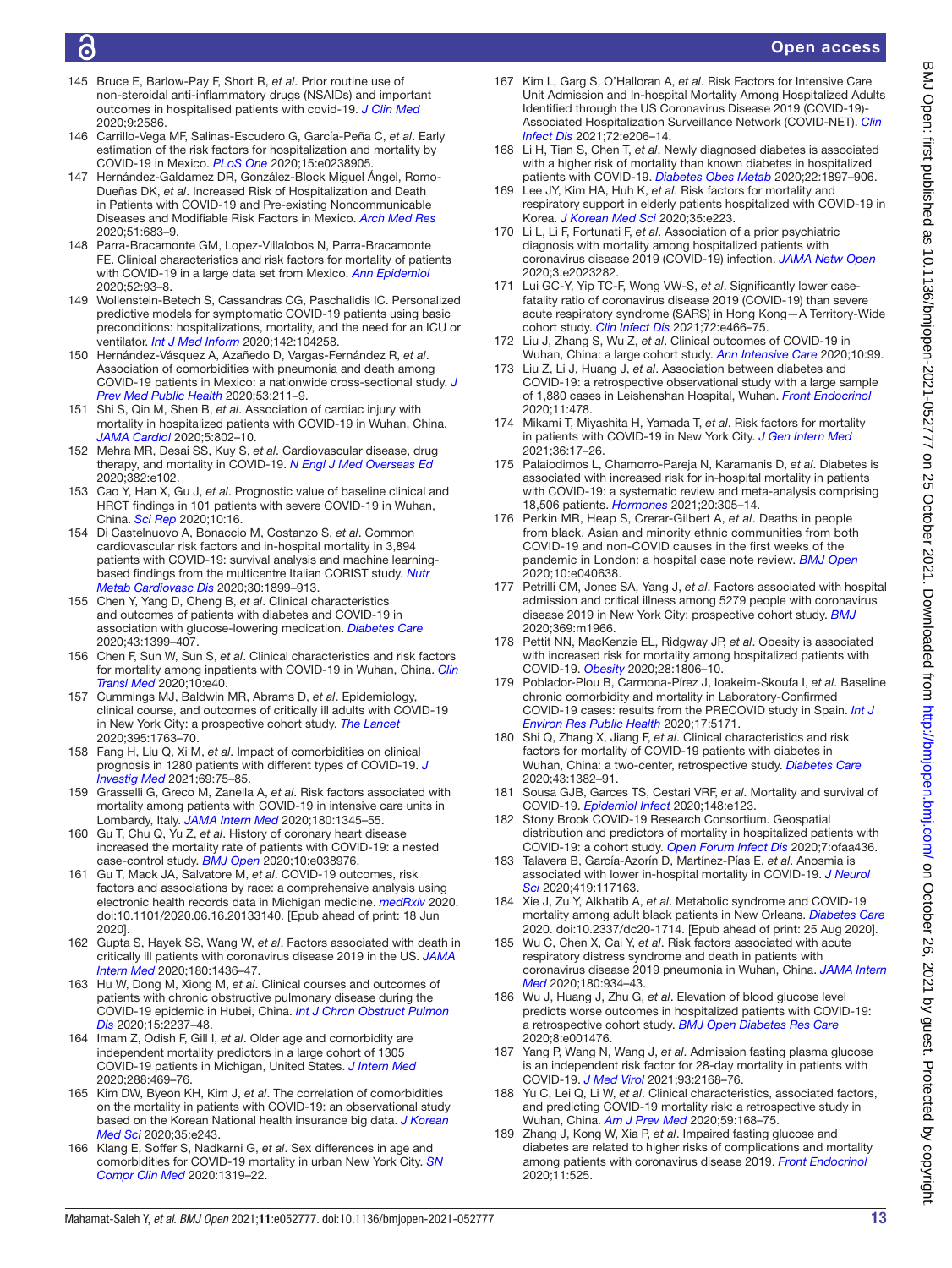145 Bruce E, Barlow-Pay F, Short R, *et al*. Prior routine use of non-steroidal anti-inflammatory drugs (NSAIDs) and important outcomes in hospitalised patients with covid-19. *J Clin Med* 2020;9:2586.

146 Carrillo-Vega MF, Salinas-Escudero G, García-Peña C, *et al*. Early estimation of the risk factors for hospitalization and mortality by COVID-19 in Mexico. *PLoS One* 2020;15:e0238905.

147 Hernández-Galdamez DR, González-Block Miguel Ángel, Romo-Dueñas DK, *et al*. Increased Risk of Hospitalization and Death in Patients with COVID-19 and Pre-existing Noncommunicable Diseases and Modifiable Risk Factors in Mexico. *Arch Med Res* 2020;51:683–9.

148 Parra-Bracamonte GM, Lopez-Villalobos N, Parra-Bracamonte FE. Clinical characteristics and risk factors for mortality of patients with COVID-19 in a large data set from Mexico. *Ann Epidemiol* 2020;52:93–8.

149 Wollenstein-Betech S, Cassandras CG, Paschalidis IC. Personalized predictive models for symptomatic COVID-19 patients using basic preconditions: hospitalizations, mortality, and the need for an ICU or ventilator. *Int J Med Inform* 2020;142:104258.

150 Hernández-Vásquez A, Azañedo D, Vargas-Fernández R, *et al*. Association of comorbidities with pneumonia and death among COVID-19 patients in Mexico: a nationwide cross-sectional study. *J Prev Med Public Health* 2020;53:211–9.

151 Shi S, Qin M, Shen B, *et al*. Association of cardiac injury with mortality in hospitalized patients with COVID-19 in Wuhan, China. *JAMA Cardiol* 2020;5:802–10.

152 Mehra MR, Desai SS, Kuy S, *et al*. Cardiovascular disease, drug therapy, and mortality in COVID-19. *N Engl J Med Overseas Ed* 2020;382:e102.

153 Cao Y, Han X, Gu J, *et al*. Prognostic value of baseline clinical and HRCT findings in 101 patients with severe COVID-19 in Wuhan, China. *Sci Rep* 2020;10:16.

154 Di Castelnuovo A, Bonaccio M, Costanzo S, *et al*. Common cardiovascular risk factors and in-hospital mortality in 3,894 patients with COVID-19: survival analysis and machine learning-based findings from the multicentre Italian CORIST study. *Nutr Metab Cardiovasc Dis* 2020;30:1899–913.

155 Chen Y, Yang D, Cheng B, *et al*. Clinical characteristics and outcomes of patients with diabetes and COVID-19 in association with glucose-lowering medication. *Diabetes Care* 2020;43:1399–407.

156 Chen F, Sun W, Sun S, *et al*. Clinical characteristics and risk factors for mortality among inpatients with COVID-19 in Wuhan, China. *Clin Transl Med* 2020;10:e40.

157 Cummings MJ, Baldwin MR, Abrams D, *et al*. Epidemiology, clinical course, and outcomes of critically ill adults with COVID-19 in New York City: a prospective cohort study. *The Lancet* 2020;395:1763–70.

158 Fang H, Liu Q, Xi M, *et al*. Impact of comorbidities on clinical prognosis in 1280 patients with different types of COVID-19. *J Investig Med* 2021;69:75–85.

159 Grasselli G, Greco M, Zanella A, *et al*. Risk factors associated with mortality among patients with COVID-19 in intensive care units in Lombardy, Italy. *JAMA Intern Med* 2020;180:1345–55.

160 Gu T, Chu Q, Yu Z, *et al*. History of coronary heart disease increased the mortality rate of patients with COVID-19: a nested case-control study. *BMJ Open* 2020;10:e038976.

161 Gu T, Mack JA, Salvatore M, *et al*. COVID-19 outcomes, risk factors and associations by race: a comprehensive analysis using electronic health records data in Michigan medicine. *medRxiv* 2020. doi:10.1101/2020.06.16.20133140. [Epub ahead of print: 18 Jun 2020].

162 Gupta S, Hayek SS, Wang W, *et al*. Factors associated with death in critically ill patients with coronavirus disease 2019 in the US. *JAMA Intern Med* 2020;180:1436–47.

163 Hu W, Dong M, Xiong M, *et al*. Clinical courses and outcomes of patients with chronic obstructive pulmonary disease during the COVID-19 epidemic in Hubei, China. *Int J Chron Obstruct Pulmon Dis* 2020;15:2237–48.

164 Imam Z, Odish F, Gill I, *et al*. Older age and comorbidity are independent mortality predictors in a large cohort of 1305 COVID-19 patients in Michigan, United States. *J Intern Med* 2020;288:469–76.

165 Kim DW, Byeon KH, Kim J, *et al*. The correlation of comorbidities on the mortality in patients with COVID-19: an observational study based on the Korean National health insurance big data. *J Korean Med Sci* 2020;35:e243.

166 Klang E, Soffer S, Nadkarni G, *et al*. Sex differences in age and comorbidities for COVID-19 mortality in urban New York City. *SN Compr Clin Med* 2020:1319–22.

167 Kim L, Garg S, O'Halloran A, *et al*. Risk Factors for Intensive Care Unit Admission and In-hospital Mortality Among Hospitalized Adults Identified through the US Coronavirus Disease 2019 (COVID-19)-Associated Hospitalization Surveillance Network (COVID-NET). *Clin Infect Dis* 2021;72:e206–14.

168 Li H, Tian S, Chen T, *et al*. Newly diagnosed diabetes is associated with a higher risk of mortality than known diabetes in hospitalized patients with COVID-19. *Diabetes Obes Metab* 2020;22:1897–906.

169 Lee JY, Kim HA, Huh K, *et al*. Risk factors for mortality and respiratory support in elderly patients hospitalized with COVID-19 in Korea. *J Korean Med Sci* 2020;35:e223.

170 Li L, Li F, Fortunati F, *et al*. Association of a prior psychiatric diagnosis with mortality among hospitalized patients with coronavirus disease 2019 (COVID-19) infection. *JAMA Netw Open* 2020;3:e2023282.

171 Lui GC-Y, Yip TC-F, Wong VW-S, *et al*. Significantly lower case-fatality ratio of coronavirus disease 2019 (COVID-19) than severe acute respiratory syndrome (SARS) in Hong Kong—A Territory-Wide cohort study. *Clin Infect Dis* 2021;72:e466–75.

172 Liu J, Zhang S, Wu Z, *et al*. Clinical outcomes of COVID-19 in Wuhan, China: a large cohort study. *Ann Intensive Care* 2020;10:99.

173 Liu Z, Li J, Huang J, *et al*. Association between diabetes and COVID-19: a retrospective observational study with a large sample of 1,880 cases in Leishenshan Hospital, Wuhan. *Front Endocrinol* 2020;11:478.

174 Mikami T, Miyashita H, Yamada T, *et al*. Risk factors for mortality in patients with COVID-19 in New York City. *J Gen Intern Med* 2021;36:17–26.

175 Palaiodimos L, Chamorro-Pareja N, Karamanis D, *et al*. Diabetes is associated with increased risk for in-hospital mortality in patients with COVID-19: a systematic review and meta-analysis comprising 18,506 patients. *Hormones* 2021;20:305–14.

176 Perkin MR, Heap S, Crerar-Gilbert A, *et al*. Deaths in people from black, Asian and minority ethnic communities from both COVID-19 and non-COVID causes in the first weeks of the pandemic in London: a hospital case note review. *BMJ Open* 2020;10:e040638.

177 Petrilli CM, Jones SA, Yang J, *et al*. Factors associated with hospital admission and critical illness among 5279 people with coronavirus disease 2019 in New York City: prospective cohort study. *BMJ* 2020;369:m1966.

178 Pettit NN, MacKenzie EL, Ridgway JP, *et al*. Obesity is associated with increased risk for mortality among hospitalized patients with COVID-19. *Obesity* 2020;28:1806–10.

179 Poblador-Plou B, Carmona-Pírez J, Ioakeim-Skoufa I, *et al*. Baseline chronic comorbidity and mortality in Laboratory-Confirmed COVID-19 cases: results from the PRECOVID study in Spain. *Int J Environ Res Public Health* 2020;17:5171.

180 Shi Q, Zhang X, Jiang F, *et al*. Clinical characteristics and risk factors for mortality of COVID-19 patients with diabetes in Wuhan, China: a two-center, retrospective study. *Diabetes Care* 2020;43:1382–91.

181 Sousa GJB, Garces TS, Cestari VRF, *et al*. Mortality and survival of COVID-19. *Epidemiol Infect* 2020;148:e123.

182 Stony Brook COVID-19 Research Consortium. Geospatial distribution and predictors of mortality in hospitalized patients with COVID-19: a cohort study. *Open Forum Infect Dis* 2020;7:ofaa436.

183 Talavera B, García-Azorín D, Martínez-Pías E, *et al*. Anosmia is associated with lower in-hospital mortality in COVID-19. *J Neurol Sci* 2020;419:117163.

184 Xie J, Zu Y, Alkhatib A, *et al*. Metabolic syndrome and COVID-19 mortality among adult black patients in New Orleans. *Diabetes Care* 2020. doi:10.2337/dc20-1714. [Epub ahead of print: 25 Aug 2020].

185 Wu C, Chen X, Cai Y, *et al*. Risk factors associated with acute respiratory distress syndrome and death in patients with coronavirus disease 2019 pneumonia in Wuhan, China. *JAMA Intern Med* 2020;180:934–43.

186 Wu J, Huang J, Zhu G, *et al*. Elevation of blood glucose level predicts worse outcomes in hospitalized patients with COVID-19: a retrospective cohort study. *BMJ Open Diabetes Res Care* 2020;8:e001476.

187 Yang P, Wang N, Wang J, *et al*. Admission fasting plasma glucose is an independent risk factor for 28-day mortality in patients with COVID-19. *J Med Virol* 2021;93:2168–76.

188 Yu C, Lei Q, Li W, *et al*. Clinical characteristics, associated factors, and predicting COVID-19 mortality risk: a retrospective study in Wuhan, China. *Am J Prev Med* 2020;59:168–75.

189 Zhang J, Kong W, Xia P, *et al*. Impaired fasting glucose and diabetes are related to higher risks of complications and mortality among patients with coronavirus disease 2019. *Front Endocrinol* 2020;11:525.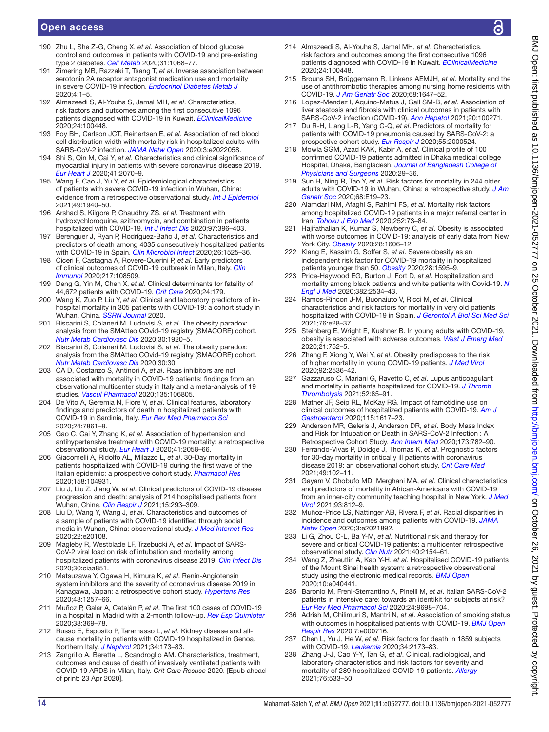190 Zhu L, She Z-G, Cheng X, *et al*. Association of blood glucose control and outcomes in patients with COVID-19 and pre-existing type 2 diabetes. *Cell Metab* 2020;31:1068–77.

191 Zimering MB, Razzaki T, Tsang T, *et al*. Inverse association between serotonin 2A receptor antagonist medication use and mortality in severe COVID-19 infection. *Endocrinol Diabetes Metab J* 2020;4:1–5.

192 Almazeedi S, Al-Youha S, Jamal MH, *et al*. Characteristics, risk factors and outcomes among the first consecutive 1096 patients diagnosed with COVID-19 in Kuwait. *EClinicalMedicine* 2020;24:100448.

193 Foy BH, Carlson JCT, Reinertsen E, *et al*. Association of red blood cell distribution width with mortality risk in hospitalized adults with SARS-CoV-2 infection. *JAMA Netw Open* 2020;3:e2022058.

194 Shi S, Qin M, Cai Y, *et al*. Characteristics and clinical significance of myocardial injury in patients with severe coronavirus disease 2019. *Eur Heart J* 2020;41:2070–9.

195 Wang F, Cao J, Yu Y, *et al*. Epidemiological characteristics of patients with severe COVID-19 infection in Wuhan, China: evidence from a retrospective observational study. *Int J Epidemiol* 2021;49:1940–50.

196 Arshad S, Kilgore P, Chaudhry ZS, *et al*. Treatment with hydroxychloroquine, azithromycin, and combination in patients hospitalized with COVID-19. *Int J Infect Dis* 2020;97:396–403.

197 Berenguer J, Ryan P, Rodríguez-Baño J, *et al*. Characteristics and predictors of death among 4035 consecutively hospitalized patients with COVID-19 in Spain. *Clin Microbiol Infect* 2020;26:1525–36.

198 Ciceri F, Castagna A, Rovere-Querini P, *et al*. Early predictors of clinical outcomes of COVID-19 outbreak in Milan, Italy. *Clin Immunol* 2020;217:108509.

199 Deng G, Yin M, Chen X, *et al*. Clinical determinants for fatality of 44,672 patients with COVID-19. *Crit Care* 2020;24:179.

200 Wang K, Zuo P, Liu Y, *et al*. Clinical and laboratory predictors of in-hospital mortality in 305 patients with COVID-19: a cohort study in Wuhan, China. *SSRN Journal* 2020.

201 Biscarini S, Colaneri M, Ludovisi S, *et al*. The obesity paradox: analysis from the SMAtteo COvid-19 registry (SMACORE) cohort. *Nutr Metab Cardiovasc Dis* 2020;30:1920–5.

202 Biscarini S, Colaneri M, Ludovisi S, *et al*. The obesity paradox: analysis from the SMAtteo COvid-19 registry (SMACORE) cohort. *Nutr Metab Cardiovasc Dis* 2020;30:30.

203 CA D, Costanzo S, Antinori A, *et al*. Raas inhibitors are not associated with mortality in COVID-19 patients: findings from an observational multicenter study in Italy and a meta-analysis of 19 studies. *Vascul Pharmacol* 2020;135:106805.

204 De Vito A, Geremia N, Fiore V, *et al*. Clinical features, laboratory findings and predictors of death in hospitalized patients with COVID-19 in Sardinia, Italy. *Eur Rev Med Pharmacol Sci* 2020;24:7861–8.

205 Gao C, Cai Y, Zhang K, *et al*. Association of hypertension and antihypertensive treatment with COVID-19 mortality: a retrospective observational study. *Eur Heart J* 2020;41:2058–66.

206 Giacomelli A, Ridolfo AL, Milazzo L, *et al*. 30-Day mortality in patients hospitalized with COVID-19 during the first wave of the Italian epidemic: a prospective cohort study. *Pharmacol Res* 2020;158:104931.

207 Liu J, Liu Z, Jiang W, *et al*. Clinical predictors of COVID-19 disease progression and death: analysis of 214 hospitalised patients from Wuhan, China. *Clin Respir J* 2021;15:293–309.

208 Liu D, Wang Y, Wang J, *et al*. Characteristics and outcomes of a sample of patients with COVID-19 identified through social media in Wuhan, China: observational study. *J Med Internet Res* 2020;22:e20108.

209 Magleby R, Westblade LF, Trzebucki A, *et al*. Impact of SARS-CoV-2 viral load on risk of intubation and mortality among hospitalized patients with coronavirus disease 2019. *Clin Infect Dis* 2020;30:ciaa851.

210 Matsuzawa Y, Ogawa H, Kimura K, *et al*. Renin-Angiotensin system inhibitors and the severity of coronavirus disease 2019 in Kanagawa, Japan: a retrospective cohort study. *Hypertens Res* 2020;43:1257–66.

211 Muñoz P, Galar A, Catalán P, *et al*. The first 100 cases of COVID-19 in a hospital in Madrid with a 2-month follow-up. *Rev Esp Quimioter* 2020;33:369–78.

212 Russo E, Esposito P, Taramasso L, *et al*. Kidney disease and all-cause mortality in patients with COVID-19 hospitalized in Genoa, Northern Italy. *J Nephrol* 2021;34:173–83.

213 Zangrillo A, Beretta L, Scandroglio AM. Characteristics, treatment, outcomes and cause of death of invasively ventilated patients with COVID-19 ARDS in Milan, Italy. *Crit Care Resusc* 2020. [Epub ahead of print: 23 Apr 2020].

214 Almazeedi S, Al-Youha S, Jamal MH, *et al*. Characteristics, risk factors and outcomes among the first consecutive 1096 patients diagnosed with COVID-19 in Kuwait. *EClinicalMedicine* 2020;24:100448.

215 Brouns SH, Brüggemann R, Linkens AEMJH, *et al*. Mortality and the use of antithrombotic therapies among nursing home residents with COVID-19. *J Am Geriatr Soc* 2020;68:1647–52.

216 Lopez-Mendez I, Aquino-Matus J, Gall SM-B, *et al*. Association of liver steatosis and fibrosis with clinical outcomes in patients with SARS-CoV-2 infection (COVID-19). *Ann Hepatol* 2021;20:100271.

217 Du R-H, Liang L-R, Yang C-Q, *et al*. Predictors of mortality for patients with COVID-19 pneumonia caused by SARS-CoV-2: a prospective cohort study. *Eur Respir J* 2020;55:2000524.

218 Mowla SGM, Azad KAK, Kabir A, *et al*. Clinical profile of 100 confirmed COVID-19 patients admitted in Dhaka medical college Hospital, Dhaka, Bangladesh. *Journal of Bangladesh College of Physicians and Surgeons* 2020:29–36.

219 Sun H, Ning R, Tao Y, *et al*. Risk factors for mortality in 244 older adults with COVID-19 in Wuhan, China: a retrospective study. *J Am Geriatr Soc* 2020;68:E19–23.

220 Alamdari NM, Afaghi S, Rahimi FS, *et al*. Mortality risk factors among hospitalized COVID-19 patients in a major referral center in Iran. *Tohoku J Exp Med* 2020;252:73–84.

221 Hajifathalian K, Kumar S, Newberry C, *et al*. Obesity is associated with worse outcomes in COVID-19: analysis of early data from New York City. *Obesity* 2020;28:1606–12.

222 Klang E, Kassim G, Soffer S, *et al*. Severe obesity as an independent risk factor for COVID-19 mortality in hospitalized patients younger than 50. *Obesity* 2020;28:1595–9.

223 Price-Haywood EG, Burton J, Fort D, *et al*. Hospitalization and mortality among black patients and white patients with Covid-19. *N Engl J Med* 2020;382:2534–43.

224 Ramos-Rincon J-M, Buonaiuto V, Ricci M, *et al*. Clinical characteristics and risk factors for mortality in very old patients hospitalized with COVID-19 in Spain. *J Gerontol A Biol Sci Med Sci* 2021;76:e28–37.

225 Steinberg E, Wright E, Kushner B. In young adults with COVID-19, obesity is associated with adverse outcomes. *West J Emerg Med* 2020;21:752–5.

226 Zhang F, Xiong Y, Wei Y, *et al*. Obesity predisposes to the risk of higher mortality in young COVID-19 patients. *J Med Virol* 2020;92:2536–42.

227 Gazzaruso C, Mariani G, Ravetto C, *et al*. Lupus anticoagulant and mortality in patients hospitalized for COVID-19. *J Thromb Thrombolysis* 2021;52:85–91.

228 Mather JF, Seip RL, McKay RG. Impact of famotidine use on clinical outcomes of hospitalized patients with COVID-19. *Am J Gastroenterol* 2020;115:1617–23.

229 Anderson MR, Geleris J, Anderson DR, *et al*. Body Mass Index and Risk for Intubation or Death in SARS-CoV-2 Infection : A Retrospective Cohort Study. *Ann Intern Med* 2020;173:782–90.

230 Ferrando-Vivas P, Doidge J, Thomas K, *et al*. Prognostic factors for 30-day mortality in critically ill patients with coronavirus disease 2019: an observational cohort study. *Crit Care Med* 2021;49:102–11.

231 Gayam V, Chobufo MD, Merghani MA, *et al*. Clinical characteristics and predictors of mortality in African-Americans with COVID-19 from an inner-city community teaching hospital in New York. *J Med Virol* 2021;93:812–9.

232 Muñoz-Price LS, Nattinger AB, Rivera F, *et al*. Racial disparities in incidence and outcomes among patients with COVID-19. *JAMA Netw Open* 2020;3:e2021892.

233 Li G, Zhou C-L, Ba Y-M, *et al*. Nutritional risk and therapy for severe and critical COVID-19 patients: a multicenter retrospective observational study. *Clin Nutr* 2021;40:2154–61.

234 Wang Z, Zheutlin A, Kao Y-H, *et al*. Hospitalised COVID-19 patients of the Mount Sinai health system: a retrospective observational study using the electronic medical records. *BMJ Open* 2020;10:e040441.

235 Baronio M, Freni-Sterrantino A, Pinelli M, *et al*. Italian SARS-CoV-2 patients in intensive care: towards an identikit for subjects at risk? *Eur Rev Med Pharmacol Sci* 2020;24:9698–704.

236 Adrish M, Chilimuri S, Mantri N, *et al*. Association of smoking status with outcomes in hospitalised patients with COVID-19. *BMJ Open Respir Res* 2020;7:e000716.

237 Chen L, Yu J, He W, *et al*. Risk factors for death in 1859 subjects with COVID-19. *Leukemia* 2020;34:2173–83.

238 Zhang J-J, Cao Y-Y, Tan G, *et al*. Clinical, radiological, and laboratory characteristics and risk factors for severity and mortality of 289 hospitalized COVID-19 patients. *Allergy* 2021;76:533–50.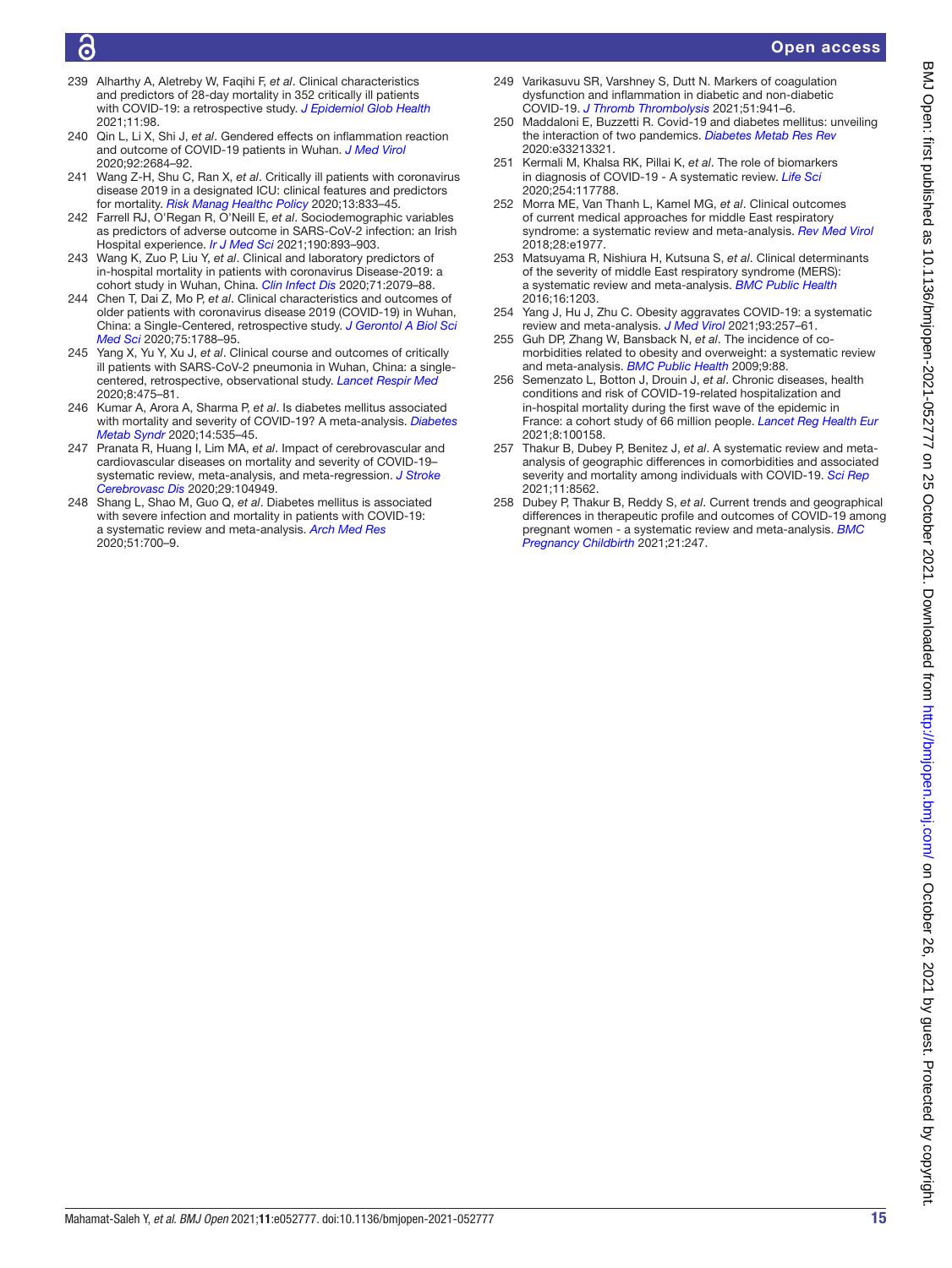239 Alharthy A, Aletreby W, Faqihi F, *et al*. Clinical characteristics and predictors of 28-day mortality in 352 critically ill patients with COVID-19: a retrospective study. *J Epidemiol Glob Health* 2021;11:98.

240 Qin L, Li X, Shi J, *et al*. Gendered effects on inflammation reaction and outcome of COVID-19 patients in Wuhan. *J Med Virol* 2020;92:2684–92.

241 Wang Z-H, Shu C, Ran X, *et al*. Critically ill patients with coronavirus disease 2019 in a designated ICU: clinical features and predictors for mortality. *Risk Manag Healthc Policy* 2020;13:833–45.

242 Farrell RJ, O'Regan R, O'Neill E, *et al*. Sociodemographic variables as predictors of adverse outcome in SARS-CoV-2 infection: an Irish Hospital experience. *Ir J Med Sci* 2021;190:893–903.

243 Wang K, Zuo P, Liu Y, *et al*. Clinical and laboratory predictors of in-hospital mortality in patients with coronavirus Disease-2019: a cohort study in Wuhan, China. *Clin Infect Dis* 2020;71:2079–88.

244 Chen T, Dai Z, Mo P, *et al*. Clinical characteristics and outcomes of older patients with coronavirus disease 2019 (COVID-19) in Wuhan, China: a Single-Centered, retrospective study. *J Gerontol A Biol Sci Med Sci* 2020;75:1788–95.

245 Yang X, Yu Y, Xu J, *et al*. Clinical course and outcomes of critically ill patients with SARS-CoV-2 pneumonia in Wuhan, China: a single-centered, retrospective, observational study. *Lancet Respir Med* 2020;8:475–81.

246 Kumar A, Arora A, Sharma P, *et al*. Is diabetes mellitus associated with mortality and severity of COVID-19? A meta-analysis. *Diabetes Metab Syndr* 2020;14:535–45.

247 Pranata R, Huang I, Lim MA, *et al*. Impact of cerebrovascular and cardiovascular diseases on mortality and severity of COVID-19–systematic review, meta-analysis, and meta-regression. *J Stroke Cerebrovasc Dis* 2020;29:104949.

248 Shang L, Shao M, Guo Q, *et al*. Diabetes mellitus is associated with severe infection and mortality in patients with COVID-19: a systematic review and meta-analysis. *Arch Med Res* 2020;51:700–9.

249 Varikasuvu SR, Varshney S, Dutt N. Markers of coagulation dysfunction and inflammation in diabetic and non-diabetic COVID-19. *J Thromb Thrombolysis* 2021;51:941–6.

250 Maddaloni E, Buzzetti R. Covid-19 and diabetes mellitus: unveiling the interaction of two pandemics. *Diabetes Metab Res Rev* 2020:e33213321.

251 Kermali M, Khalsa RK, Pillai K, *et al*. The role of biomarkers in diagnosis of COVID-19 - A systematic review. *Life Sci* 2020;254:117788.

252 Morra ME, Van Thanh L, Kamel MG, *et al*. Clinical outcomes of current medical approaches for middle East respiratory syndrome: a systematic review and meta-analysis. *Rev Med Virol* 2018;28:e1977.

253 Matsuyama R, Nishiura H, Kutsuna S, *et al*. Clinical determinants of the severity of middle East respiratory syndrome (MERS): a systematic review and meta-analysis. *BMC Public Health* 2016;16:1203.

254 Yang J, Hu J, Zhu C. Obesity aggravates COVID-19: a systematic review and meta-analysis. *J Med Virol* 2021;93:257–61.

255 Guh DP, Zhang W, Bansback N, *et al*. The incidence of co-morbidities related to obesity and overweight: a systematic review and meta-analysis. *BMC Public Health* 2009;9:88.

256 Semenzato L, Botton J, Drouin J, *et al*. Chronic diseases, health conditions and risk of COVID-19-related hospitalization and in-hospital mortality during the first wave of the epidemic in France: a cohort study of 66 million people. *Lancet Reg Health Eur* 2021;8:100158.

257 Thakur B, Dubey P, Benitez J, *et al*. A systematic review and meta-analysis of geographic differences in comorbidities and associated severity and mortality among individuals with COVID-19. *Sci Rep* 2021;11:8562.

258 Dubey P, Thakur B, Reddy S, *et al*. Current trends and geographical differences in therapeutic profile and outcomes of COVID-19 among pregnant women - a systematic review and meta-analysis. *BMC Pregnancy Childbirth* 2021;21:247.